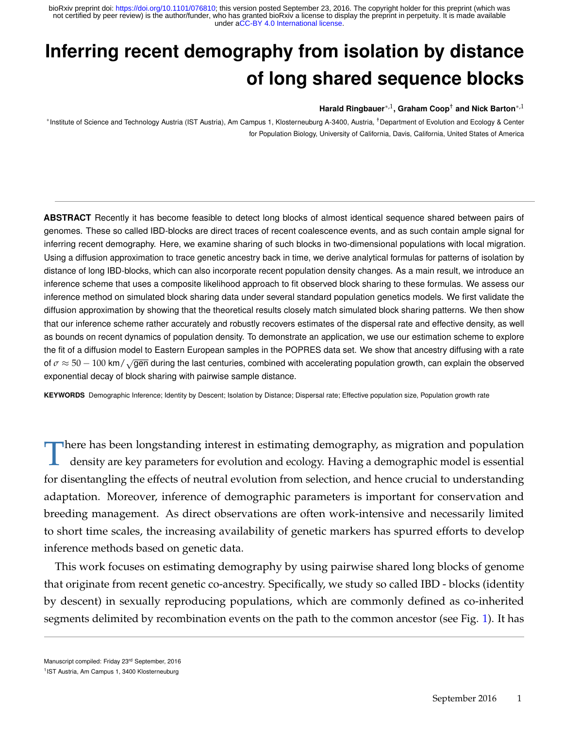# Inferring recent demography from isolation by distance of long shared sequence blocks

**Harald Ringbauer**[*,1], **Graham Coop**[†] **and Nick Barton**[*,1]

[*]Institute of Science and Technology Austria (IST Austria), Am Campus 1, Klosterneuburg A-3400, Austria, [†]Department of Evolution and Ecology & Center for Population Biology, University of California, Davis, California, United States of America

**ABSTRACT** Recently it has become feasible to detect long blocks of almost identical sequence shared between pairs of genomes. These so called IBD-blocks are direct traces of recent coalescence events, and as such contain ample signal for inferring recent demography. Here, we examine sharing of such blocks in two-dimensional populations with local migration. Using a diffusion approximation to trace genetic ancestry back in time, we derive analytical formulas for patterns of isolation by distance of long IBD-blocks, which can also incorporate recent population density changes. As a main result, we introduce an inference scheme that uses a composite likelihood approach to fit observed block sharing to these formulas. We assess our inference method on simulated block sharing data under several standard population genetics models. We first validate the diffusion approximation by showing that the theoretical results closely match simulated block sharing patterns. We then show that our inference scheme rather accurately and robustly recovers estimates of the dispersal rate and effective density, as well as bounds on recent dynamics of population density. To demonstrate an application, we use our estimation scheme to explore the fit of a diffusion model to Eastern European samples in the POPRES data set. We show that ancestry diffusing with a rate of $\sigma \approx 50-100$ km$/\sqrt{\text{gen}}$ during the last centuries, combined with accelerating population growth, can explain the observed exponential decay of block sharing with pairwise sample distance.

**KEYWORDS** Demographic Inference; Identity by Descent; Isolation by Distance; Dispersal rate; Effective population size, Population growth rate

There has been longstanding interest in estimating demography, as migration and population density are key parameters for evolution and ecology. Having a demographic model is essential for disentangling the effects of neutral evolution from selection, and hence crucial to understanding adaptation. Moreover, inference of demographic parameters is important for conservation and breeding management. As direct observations are often work-intensive and necessarily limited to short time scales, the increasing availability of genetic markers has spurred efforts to develop inference methods based on genetic data.

This work focuses on estimating demography by using pairwise shared long blocks of genome that originate from recent genetic co-ancestry. Specifically, we study so called IBD - blocks (identity by descent) in sexually reproducing populations, which are commonly defined as co-inherited segments delimited by recombination events on the path to the common ancestor (see Fig. 1). It has

Manuscript compiled: Friday 23[rd] September, 2016

[1]IST Austria, Am Campus 1, 3400 Klosterneuburg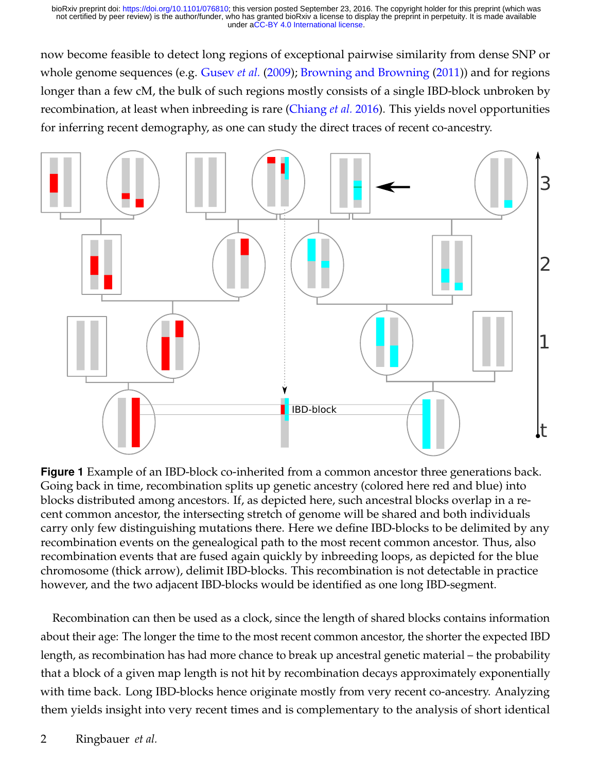now become feasible to detect long regions of exceptional pairwise similarity from dense SNP or whole genome sequences (e.g. Gusev *et al.* (2009); Browning and Browning (2011)) and for regions longer than a few cM, the bulk of such regions mostly consists of a single IBD-block unbroken by recombination, at least when inbreeding is rare (Chiang *et al.* 2016). This yields novel opportunities for inferring recent demography, as one can study the direct traces of recent co-ancestry.

**Figure 1** Example of an IBD-block co-inherited from a common ancestor three generations back. Going back in time, recombination splits up genetic ancestry (colored here red and blue) into blocks distributed among ancestors. If, as depicted here, such ancestral blocks overlap in a recent common ancestor, the intersecting stretch of genome will be shared and both individuals carry only few distinguishing mutations there. Here we define IBD-blocks to be delimited by any recombination events on the genealogical path to the most recent common ancestor. Thus, also recombination events that are fused again quickly by inbreeding loops, as depicted for the blue chromosome (thick arrow), delimit IBD-blocks. This recombination is not detectable in practice however, and the two adjacent IBD-blocks would be identified as one long IBD-segment.

Recombination can then be used as a clock, since the length of shared blocks contains information about their age: The longer the time to the most recent common ancestor, the shorter the expected IBD length, as recombination has had more chance to break up ancestral genetic material – the probability that a block of a given map length is not hit by recombination decays approximately exponentially with time back. Long IBD-blocks hence originate mostly from very recent co-ancestry. Analyzing them yields insight into very recent times and is complementary to the analysis of short identical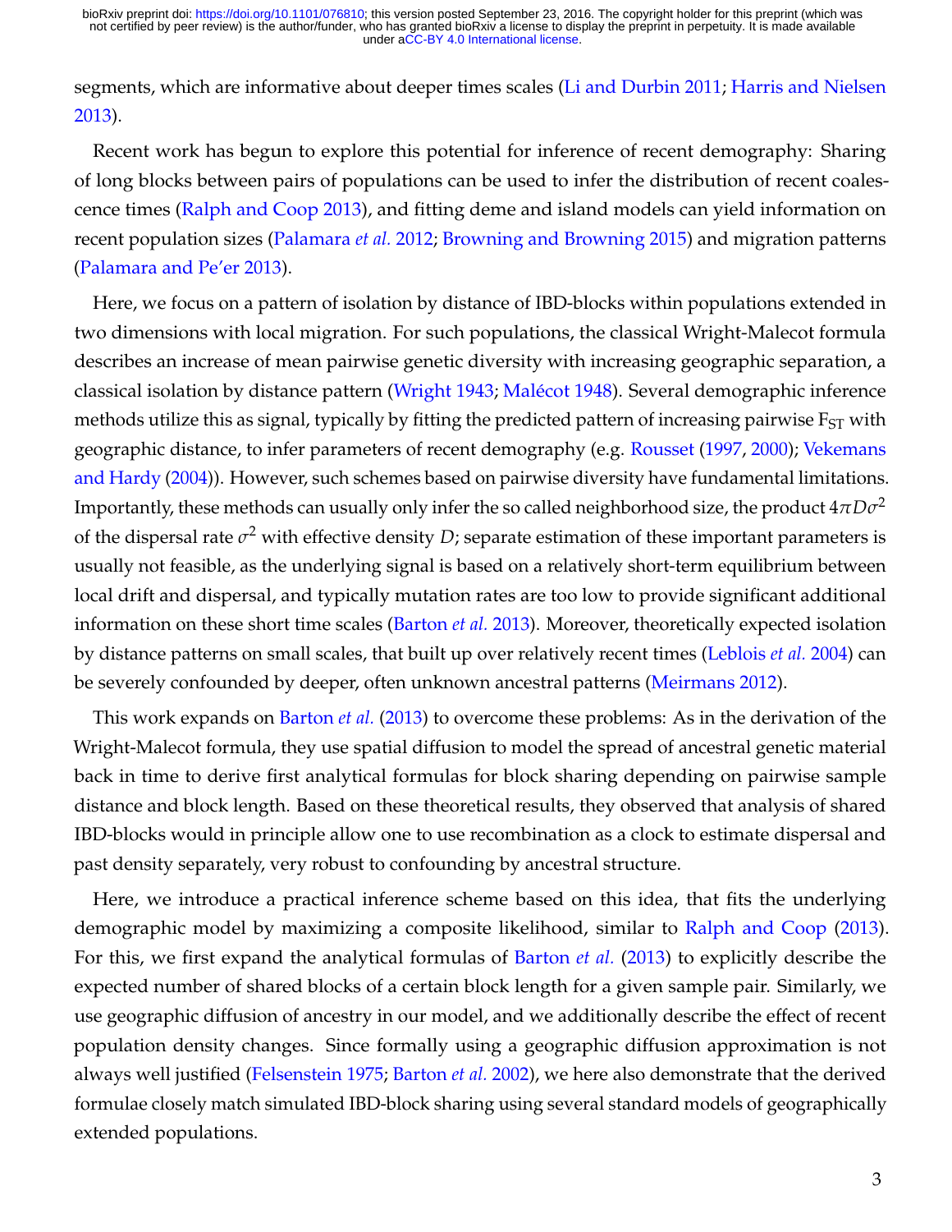segments, which are informative about deeper times scales (Li and Durbin 2011; Harris and Nielsen 2013).

Recent work has begun to explore this potential for inference of recent demography: Sharing of long blocks between pairs of populations can be used to infer the distribution of recent coalescence times (Ralph and Coop 2013), and fitting deme and island models can yield information on recent population sizes (Palamara *et al.* 2012; Browning and Browning 2015) and migration patterns (Palamara and Pe'er 2013).

Here, we focus on a pattern of isolation by distance of IBD-blocks within populations extended in two dimensions with local migration. For such populations, the classical Wright-Malecot formula describes an increase of mean pairwise genetic diversity with increasing geographic separation, a classical isolation by distance pattern (Wright 1943; Malécot 1948). Several demographic inference methods utilize this as signal, typically by fitting the predicted pattern of increasing pairwise $F_{ST}$ with geographic distance, to infer parameters of recent demography (e.g. Rousset (1997, 2000); Vekemans and Hardy (2004)). However, such schemes based on pairwise diversity have fundamental limitations. Importantly, these methods can usually only infer the so called neighborhood size, the product $4\pi D\sigma^2$ of the dispersal rate $\sigma^2$ with effective density $D$; separate estimation of these important parameters is usually not feasible, as the underlying signal is based on a relatively short-term equilibrium between local drift and dispersal, and typically mutation rates are too low to provide significant additional information on these short time scales (Barton *et al.* 2013). Moreover, theoretically expected isolation by distance patterns on small scales, that built up over relatively recent times (Leblois *et al.* 2004) can be severely confounded by deeper, often unknown ancestral patterns (Meirmans 2012).

This work expands on Barton *et al.* (2013) to overcome these problems: As in the derivation of the Wright-Malecot formula, they use spatial diffusion to model the spread of ancestral genetic material back in time to derive first analytical formulas for block sharing depending on pairwise sample distance and block length. Based on these theoretical results, they observed that analysis of shared IBD-blocks would in principle allow one to use recombination as a clock to estimate dispersal and past density separately, very robust to confounding by ancestral structure.

Here, we introduce a practical inference scheme based on this idea, that fits the underlying demographic model by maximizing a composite likelihood, similar to Ralph and Coop (2013). For this, we first expand the analytical formulas of Barton *et al.* (2013) to explicitly describe the expected number of shared blocks of a certain block length for a given sample pair. Similarly, we use geographic diffusion of ancestry in our model, and we additionally describe the effect of recent population density changes. Since formally using a geographic diffusion approximation is not always well justified (Felsenstein 1975; Barton *et al.* 2002), we here also demonstrate that the derived formulae closely match simulated IBD-block sharing using several standard models of geographically extended populations.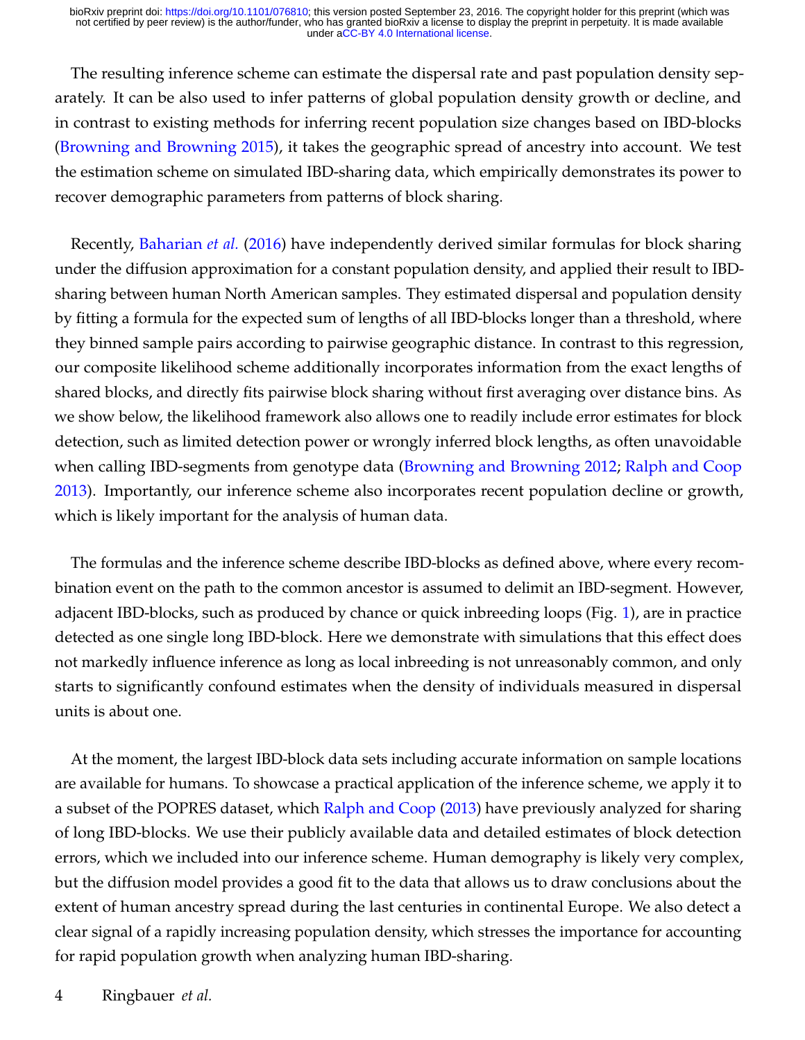The resulting inference scheme can estimate the dispersal rate and past population density separately. It can be also used to infer patterns of global population density growth or decline, and in contrast to existing methods for inferring recent population size changes based on IBD-blocks (Browning and Browning 2015), it takes the geographic spread of ancestry into account. We test the estimation scheme on simulated IBD-sharing data, which empirically demonstrates its power to recover demographic parameters from patterns of block sharing.

Recently, Baharian *et al.* (2016) have independently derived similar formulas for block sharing under the diffusion approximation for a constant population density, and applied their result to IBD-sharing between human North American samples. They estimated dispersal and population density by fitting a formula for the expected sum of lengths of all IBD-blocks longer than a threshold, where they binned sample pairs according to pairwise geographic distance. In contrast to this regression, our composite likelihood scheme additionally incorporates information from the exact lengths of shared blocks, and directly fits pairwise block sharing without first averaging over distance bins. As we show below, the likelihood framework also allows one to readily include error estimates for block detection, such as limited detection power or wrongly inferred block lengths, as often unavoidable when calling IBD-segments from genotype data (Browning and Browning 2012; Ralph and Coop 2013). Importantly, our inference scheme also incorporates recent population decline or growth, which is likely important for the analysis of human data.

The formulas and the inference scheme describe IBD-blocks as defined above, where every recombination event on the path to the common ancestor is assumed to delimit an IBD-segment. However, adjacent IBD-blocks, such as produced by chance or quick inbreeding loops (Fig. 1), are in practice detected as one single long IBD-block. Here we demonstrate with simulations that this effect does not markedly influence inference as long as local inbreeding is not unreasonably common, and only starts to significantly confound estimates when the density of individuals measured in dispersal units is about one.

At the moment, the largest IBD-block data sets including accurate information on sample locations are available for humans. To showcase a practical application of the inference scheme, we apply it to a subset of the POPRES dataset, which Ralph and Coop (2013) have previously analyzed for sharing of long IBD-blocks. We use their publicly available data and detailed estimates of block detection errors, which we included into our inference scheme. Human demography is likely very complex, but the diffusion model provides a good fit to the data that allows us to draw conclusions about the extent of human ancestry spread during the last centuries in continental Europe. We also detect a clear signal of a rapidly increasing population density, which stresses the importance for accounting for rapid population growth when analyzing human IBD-sharing.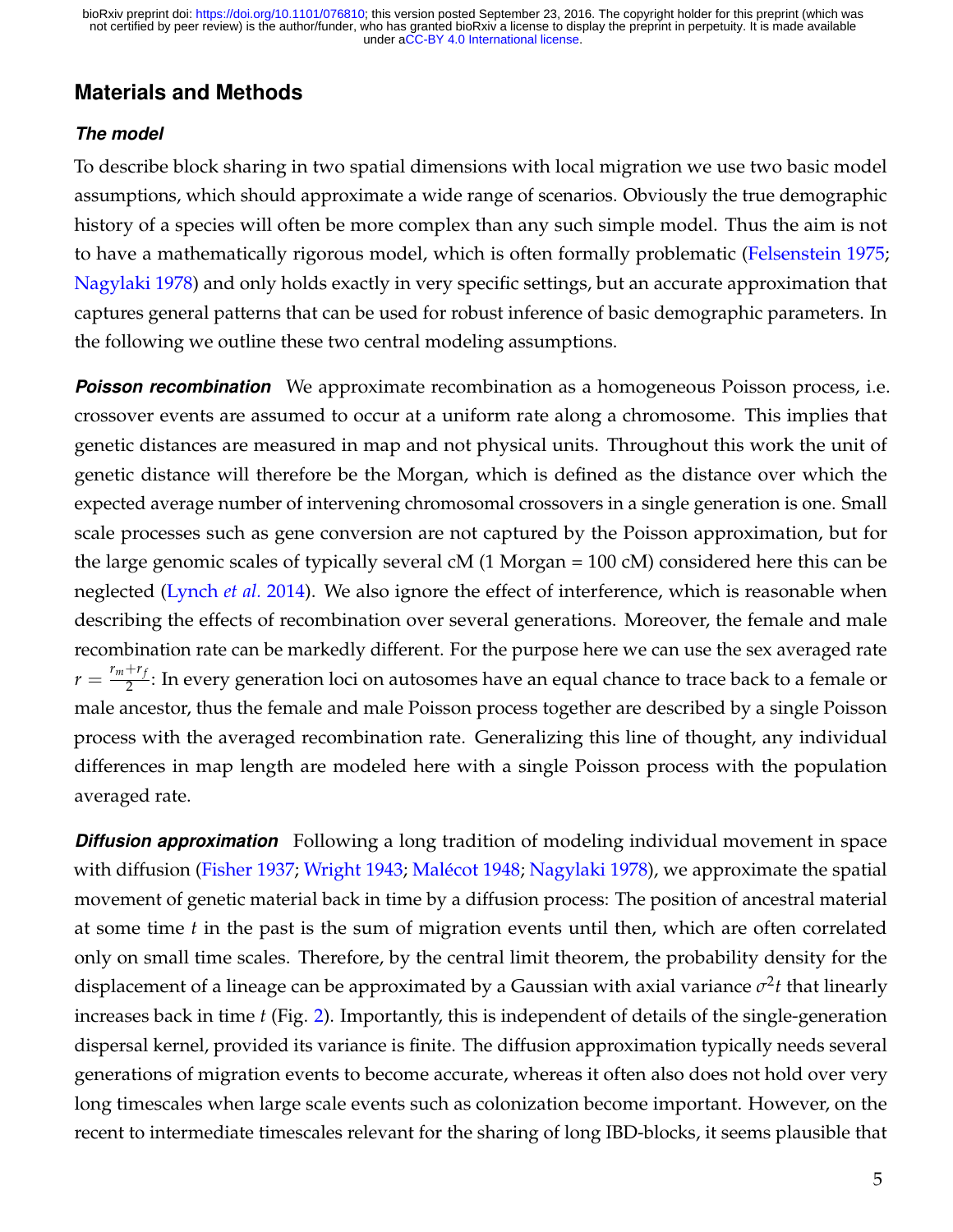## Materials and Methods

### *The model*

To describe block sharing in two spatial dimensions with local migration we use two basic model assumptions, which should approximate a wide range of scenarios. Obviously the true demographic history of a species will often be more complex than any such simple model. Thus the aim is not to have a mathematically rigorous model, which is often formally problematic (Felsenstein 1975; Nagylaki 1978) and only holds exactly in very specific settings, but an accurate approximation that captures general patterns that can be used for robust inference of basic demographic parameters. In the following we outline these two central modeling assumptions.

***Poisson recombination*** We approximate recombination as a homogeneous Poisson process, i.e. crossover events are assumed to occur at a uniform rate along a chromosome. This implies that genetic distances are measured in map and not physical units. Throughout this work the unit of genetic distance will therefore be the Morgan, which is defined as the distance over which the expected average number of intervening chromosomal crossovers in a single generation is one. Small scale processes such as gene conversion are not captured by the Poisson approximation, but for the large genomic scales of typically several cM (1 Morgan = 100 cM) considered here this can be neglected (Lynch *et al.* 2014). We also ignore the effect of interference, which is reasonable when describing the effects of recombination over several generations. Moreover, the female and male recombination rate can be markedly different. For the purpose here we can use the sex averaged rate $r = \frac{r_m + r_f}{2}$: In every generation loci on autosomes have an equal chance to trace back to a female or male ancestor, thus the female and male Poisson process together are described by a single Poisson process with the averaged recombination rate. Generalizing this line of thought, any individual differences in map length are modeled here with a single Poisson process with the population averaged rate.

***Diffusion approximation*** Following a long tradition of modeling individual movement in space with diffusion (Fisher 1937; Wright 1943; Malécot 1948; Nagylaki 1978), we approximate the spatial movement of genetic material back in time by a diffusion process: The position of ancestral material at some time $t$ in the past is the sum of migration events until then, which are often correlated only on small time scales. Therefore, by the central limit theorem, the probability density for the displacement of a lineage can be approximated by a Gaussian with axial variance $\sigma^2 t$ that linearly increases back in time $t$ (Fig. 2). Importantly, this is independent of details of the single-generation dispersal kernel, provided its variance is finite. The diffusion approximation typically needs several generations of migration events to become accurate, whereas it often also does not hold over very long timescales when large scale events such as colonization become important. However, on the recent to intermediate timescales relevant for the sharing of long IBD-blocks, it seems plausible that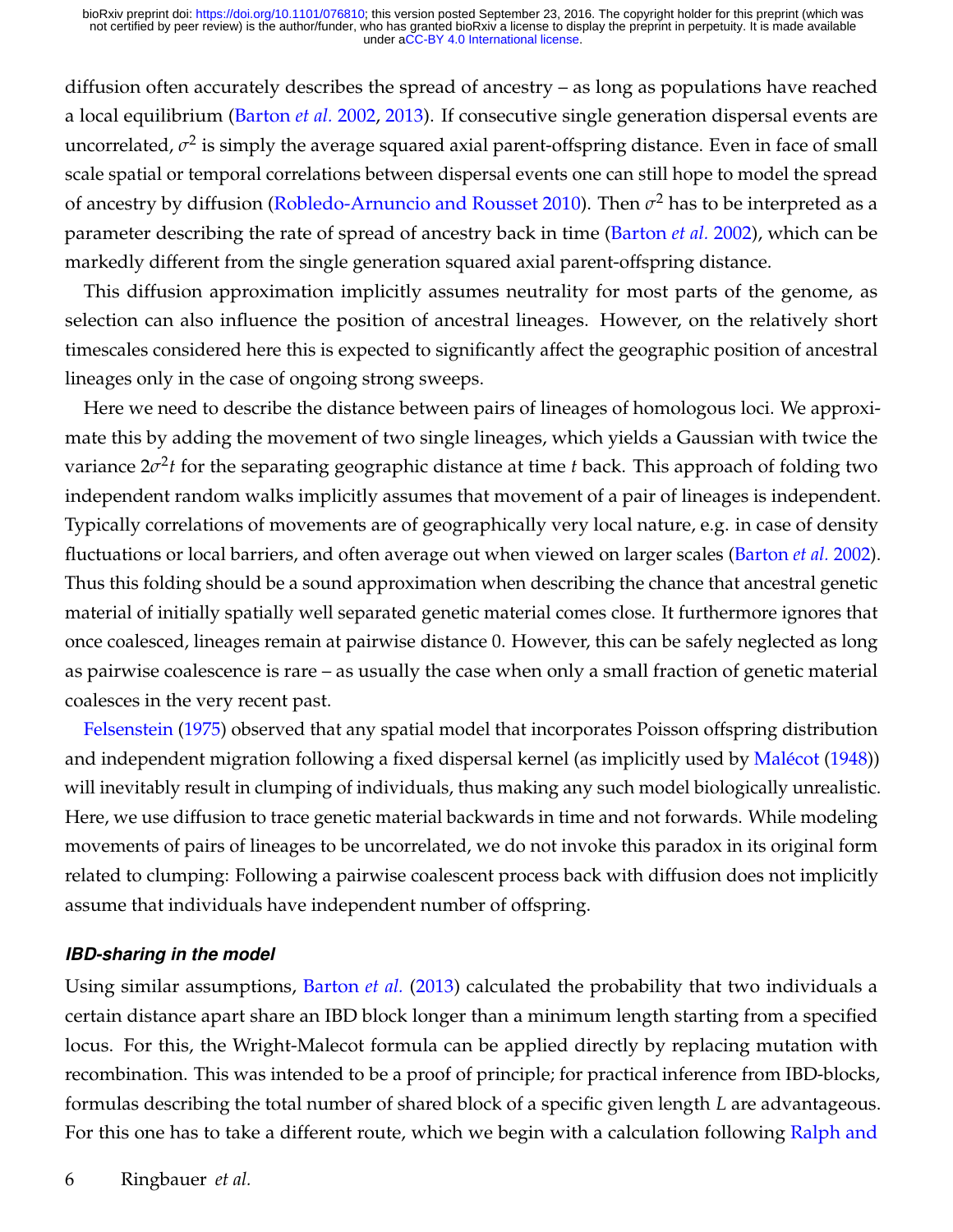diffusion often accurately describes the spread of ancestry – as long as populations have reached a local equilibrium (Barton *et al.* 2002, 2013). If consecutive single generation dispersal events are uncorrelated, $\sigma^2$ is simply the average squared axial parent-offspring distance. Even in face of small scale spatial or temporal correlations between dispersal events one can still hope to model the spread of ancestry by diffusion (Robledo-Arnuncio and Rousset 2010). Then $\sigma^2$ has to be interpreted as a parameter describing the rate of spread of ancestry back in time (Barton *et al.* 2002), which can be markedly different from the single generation squared axial parent-offspring distance.

This diffusion approximation implicitly assumes neutrality for most parts of the genome, as selection can also influence the position of ancestral lineages. However, on the relatively short timescales considered here this is expected to significantly affect the geographic position of ancestral lineages only in the case of ongoing strong sweeps.

Here we need to describe the distance between pairs of lineages of homologous loci. We approximate this by adding the movement of two single lineages, which yields a Gaussian with twice the variance $2\sigma^2 t$ for the separating geographic distance at time $t$ back. This approach of folding two independent random walks implicitly assumes that movement of a pair of lineages is independent. Typically correlations of movements are of geographically very local nature, e.g. in case of density fluctuations or local barriers, and often average out when viewed on larger scales (Barton *et al.* 2002). Thus this folding should be a sound approximation when describing the chance that ancestral genetic material of initially spatially well separated genetic material comes close. It furthermore ignores that once coalesced, lineages remain at pairwise distance 0. However, this can be safely neglected as long as pairwise coalescence is rare – as usually the case when only a small fraction of genetic material coalesces in the very recent past.

Felsenstein (1975) observed that any spatial model that incorporates Poisson offspring distribution and independent migration following a fixed dispersal kernel (as implicitly used by Malécot (1948)) will inevitably result in clumping of individuals, thus making any such model biologically unrealistic. Here, we use diffusion to trace genetic material backwards in time and not forwards. While modeling movements of pairs of lineages to be uncorrelated, we do not invoke this paradox in its original form related to clumping: Following a pairwise coalescent process back with diffusion does not implicitly assume that individuals have independent number of offspring.

### *IBD-sharing in the model*

Using similar assumptions, Barton *et al.* (2013) calculated the probability that two individuals a certain distance apart share an IBD block longer than a minimum length starting from a specified locus. For this, the Wright-Malecot formula can be applied directly by replacing mutation with recombination. This was intended to be a proof of principle; for practical inference from IBD-blocks, formulas describing the total number of shared block of a specific given length $L$ are advantageous. For this one has to take a different route, which we begin with a calculation following Ralph and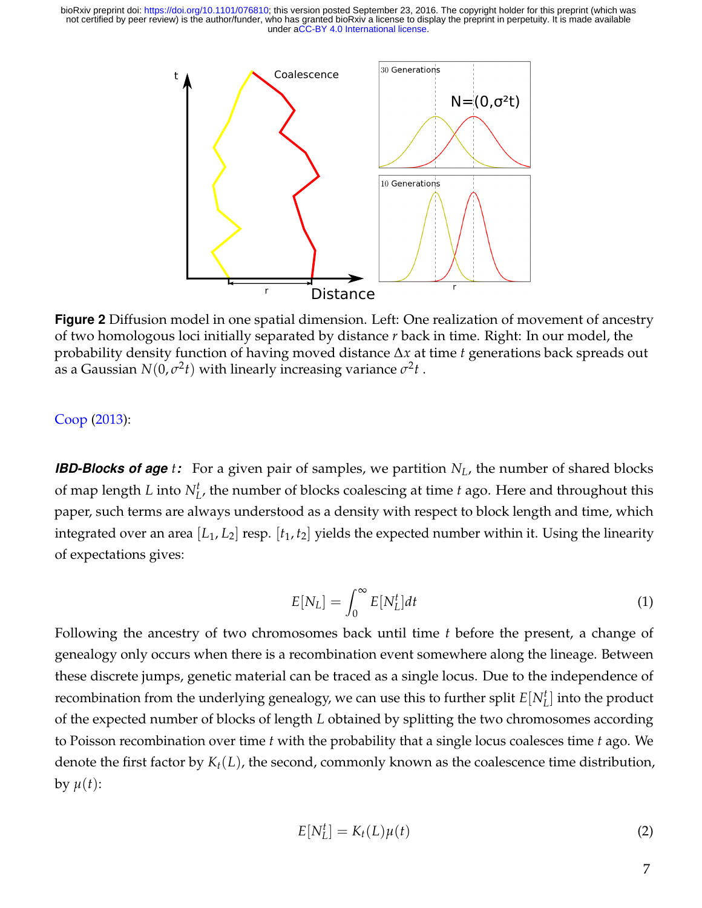Figure 2 Diffusion model in one spatial dimension. Left: One realization of movement of ancestry of two homologous loci initially separated by distance $r$ back in time. Right: In our model, the probability density function of having moved distance $\Delta x$ at time $t$ generations back spreads out as a Gaussian $N(0, \sigma^2 t)$ with linearly increasing variance $\sigma^2 t$ .

Coop (2013):

***IBD-Blocks of age*** $t$***:*** For a given pair of samples, we partition $N_L$, the number of shared blocks of map length $L$ into $N_L^t$, the number of blocks coalescing at time $t$ ago. Here and throughout this paper, such terms are always understood as a density with respect to block length and time, which integrated over an area $[L_1, L_2]$ resp. $[t_1, t_2]$ yields the expected number within it. Using the linearity of expectations gives:

$$E[N_L] = \int_0^\infty E[N_L^t] dt \tag{1}$$

Following the ancestry of two chromosomes back until time $t$ before the present, a change of genealogy only occurs when there is a recombination event somewhere along the lineage. Between these discrete jumps, genetic material can be traced as a single locus. Due to the independence of recombination from the underlying genealogy, we can use this to further split $E[N_L^t]$ into the product of the expected number of blocks of length $L$ obtained by splitting the two chromosomes according to Poisson recombination over time $t$ with the probability that a single locus coalesces time $t$ ago. We denote the first factor by $K_t(L)$, the second, commonly known as the coalescence time distribution, by $\mu(t)$:

$$E[N_L^t] = K_t(L)\mu(t) \tag{2}$$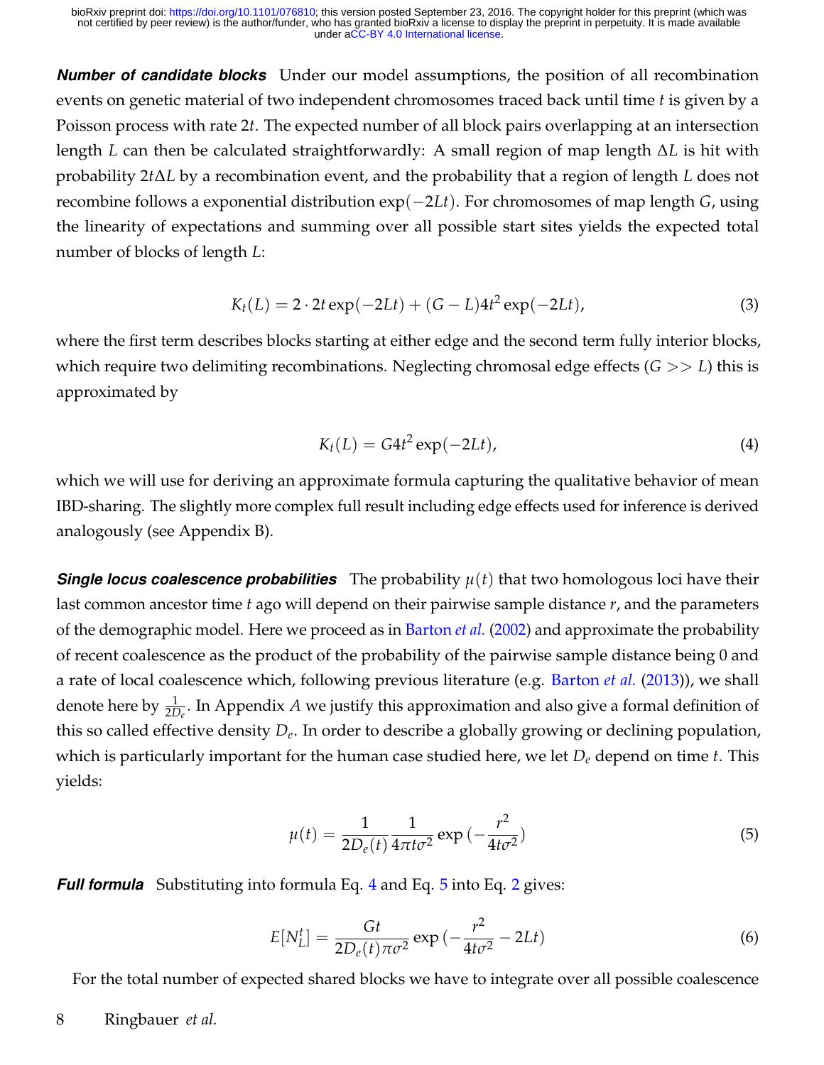***Number of candidate blocks*** Under our model assumptions, the position of all recombination events on genetic material of two independent chromosomes traced back until time $t$ is given by a Poisson process with rate $2t$. The expected number of all block pairs overlapping at an intersection length $L$ can then be calculated straightforwardly: A small region of map length $\Delta L$ is hit with probability $2t\Delta L$ by a recombination event, and the probability that a region of length $L$ does not recombine follows a exponential distribution $\exp(-2Lt)$. For chromosomes of map length $G$, using the linearity of expectations and summing over all possible start sites yields the expected total number of blocks of length $L$:

$$K_t(L) = 2 \cdot 2t \exp(-2Lt) + (G - L)4t^2 \exp(-2Lt), \tag{3}$$

where the first term describes blocks starting at either edge and the second term fully interior blocks, which require two delimiting recombinations. Neglecting chromosal edge effects ($G >> L$) this is approximated by

$$K_t(L) = G4t^2 \exp(-2Lt), \tag{4}$$

which we will use for deriving an approximate formula capturing the qualitative behavior of mean IBD-sharing. The slightly more complex full result including edge effects used for inference is derived analogously (see Appendix B).

***Single locus coalescence probabilities*** The probability $\mu(t)$ that two homologous loci have their last common ancestor time $t$ ago will depend on their pairwise sample distance $r$, and the parameters of the demographic model. Here we proceed as in Barton *et al.* (2002) and approximate the probability of recent coalescence as the product of the probability of the pairwise sample distance being 0 and a rate of local coalescence which, following previous literature (e.g. Barton *et al.* (2013)), we shall denote here by $\frac{1}{2D_e}$. In Appendix *A* we justify this approximation and also give a formal definition of this so called effective density $D_e$. In order to describe a globally growing or declining population, which is particularly important for the human case studied here, we let $D_e$ depend on time $t$. This yields:

$$\mu(t) = \frac{1}{2D_e(t)} \frac{1}{4\pi t\sigma^2} \exp\left(-\frac{r^2}{4t\sigma^2}\right) \tag{5}$$

***Full formula*** Substituting into formula Eq. 4 and Eq. 5 into Eq. 2 gives:

$$E[N_L^t] = \frac{Gt}{2D_e(t)\pi\sigma^2} \exp\left(-\frac{r^2}{4t\sigma^2} - 2Lt\right) \tag{6}$$

For the total number of expected shared blocks we have to integrate over all possible coalescence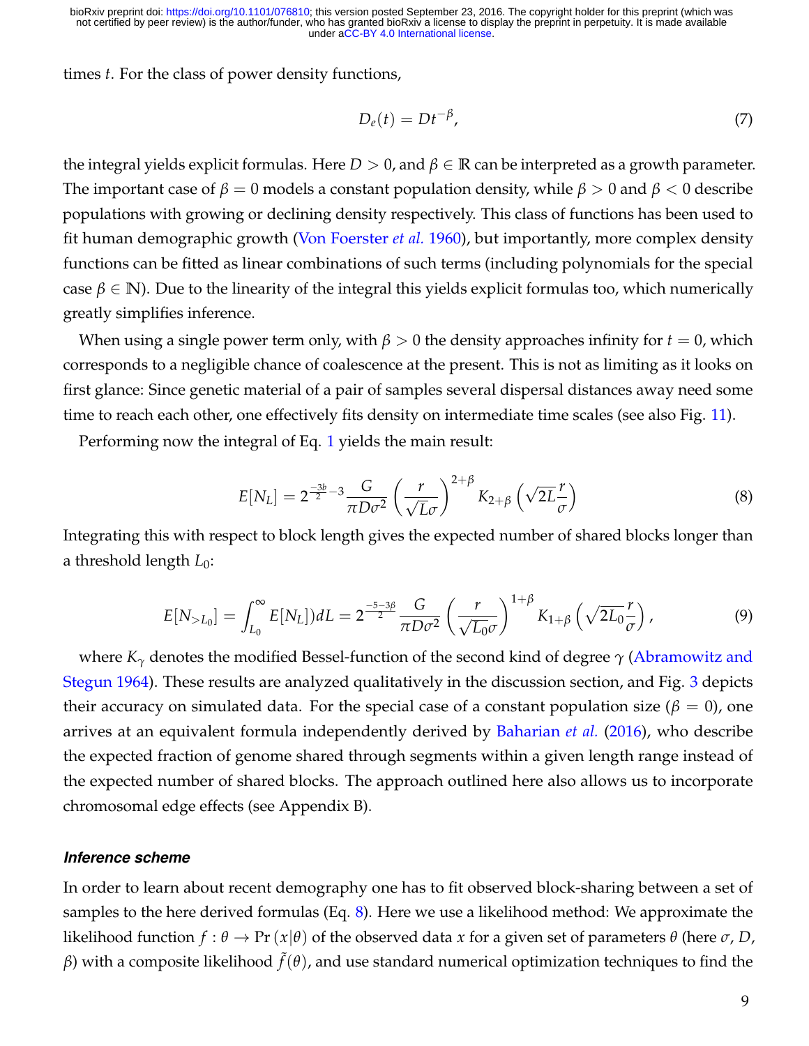times $t$. For the class of power density functions,

$$D_e(t) = Dt^{-\beta}, \tag{7}$$

the integral yields explicit formulas. Here $D > 0$, and $\beta \in \mathbb{R}$ can be interpreted as a growth parameter. The important case of $\beta = 0$ models a constant population density, while $\beta > 0$ and $\beta < 0$ describe populations with growing or declining density respectively. This class of functions has been used to fit human demographic growth (Von Foerster *et al.* 1960), but importantly, more complex density functions can be fitted as linear combinations of such terms (including polynomials for the special case $\beta \in \mathbb{N}$). Due to the linearity of the integral this yields explicit formulas too, which numerically greatly simplifies inference.

When using a single power term only, with $\beta > 0$ the density approaches infinity for $t = 0$, which corresponds to a negligible chance of coalescence at the present. This is not as limiting as it looks on first glance: Since genetic material of a pair of samples several dispersal distances away need some time to reach each other, one effectively fits density on intermediate time scales (see also Fig. 11).

Performing now the integral of Eq. 1 yields the main result:

$$E[N_L] = 2^{\frac{-3b}{2}-3} \frac{G}{\pi D \sigma^2} \left( \frac{r}{\sqrt{L}\sigma} \right)^{2+\beta} K_{2+\beta}\left( \sqrt{2L}\frac{r}{\sigma} \right) \tag{8}$$

Integrating this with respect to block length gives the expected number of shared blocks longer than a threshold length $L_0$:

$$E[N_{>L_0}] = \int_{L_0}^{\infty} E[N_L])dL = 2^{\frac{-5-3\beta}{2}} \frac{G}{\pi D \sigma^2} \left( \frac{r}{\sqrt{L_0}\sigma} \right)^{1+\beta} K_{1+\beta}\left( \sqrt{2L_0}\frac{r}{\sigma} \right), \tag{9}$$

where $K_\gamma$ denotes the modified Bessel-function of the second kind of degree $\gamma$ (Abramowitz and Stegun 1964). These results are analyzed qualitatively in the discussion section, and Fig. 3 depicts their accuracy on simulated data. For the special case of a constant population size ($\beta = 0$), one arrives at an equivalent formula independently derived by Baharian *et al.* (2016), who describe the expected fraction of genome shared through segments within a given length range instead of the expected number of shared blocks. The approach outlined here also allows us to incorporate chromosomal edge effects (see Appendix B).

#### *Inference scheme*

In order to learn about recent demography one has to fit observed block-sharing between a set of samples to the here derived formulas (Eq. 8). Here we use a likelihood method: We approximate the likelihood function $f : \theta \to \Pr(x|\theta)$ of the observed data $x$ for a given set of parameters $\theta$ (here $\sigma$, $D$, $\beta$) with a composite likelihood $\tilde{f}(\theta)$, and use standard numerical optimization techniques to find the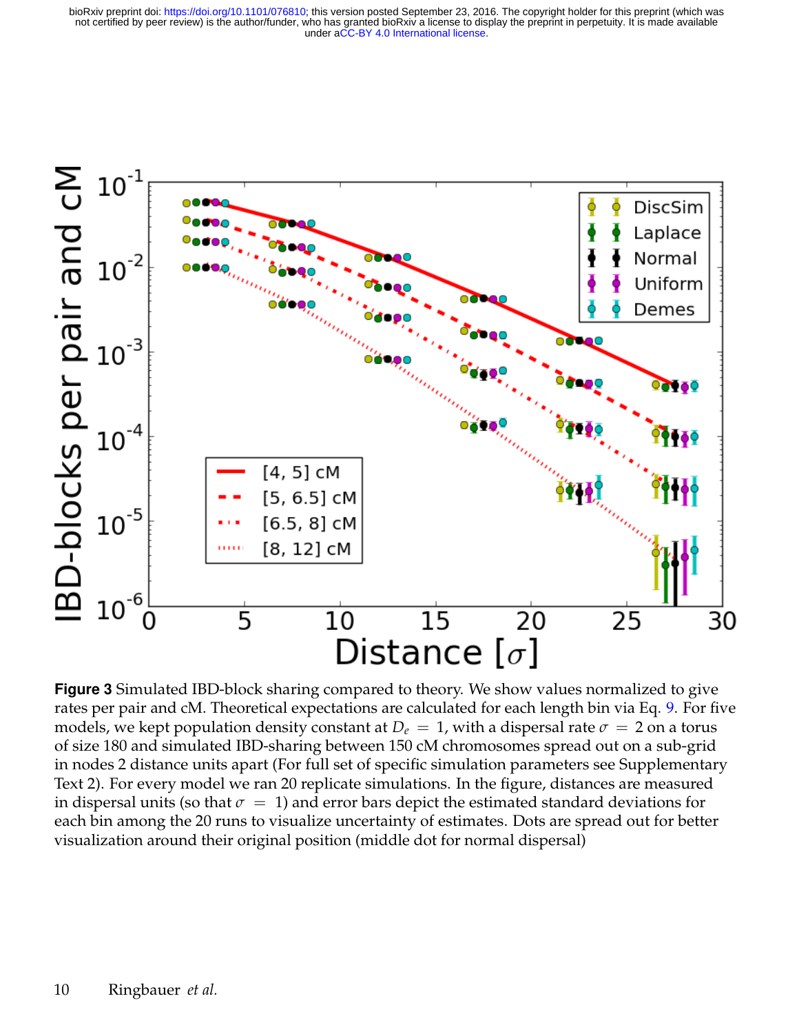**Figure 3** Simulated IBD-block sharing compared to theory. We show values normalized to give rates per pair and cM. Theoretical expectations are calculated for each length bin via Eq. 9. For five models, we kept population density constant at $D_e = 1$, with a dispersal rate $\sigma = 2$ on a torus of size 180 and simulated IBD-sharing between 150 cM chromosomes spread out on a sub-grid in nodes 2 distance units apart (For full set of specific simulation parameters see Supplementary Text 2). For every model we ran 20 replicate simulations. In the figure, distances are measured in dispersal units (so that $\sigma = 1$) and error bars depict the estimated standard deviations for each bin among the 20 runs to visualize uncertainty of estimates. Dots are spread out for better visualization around their original position (middle dot for normal dispersal)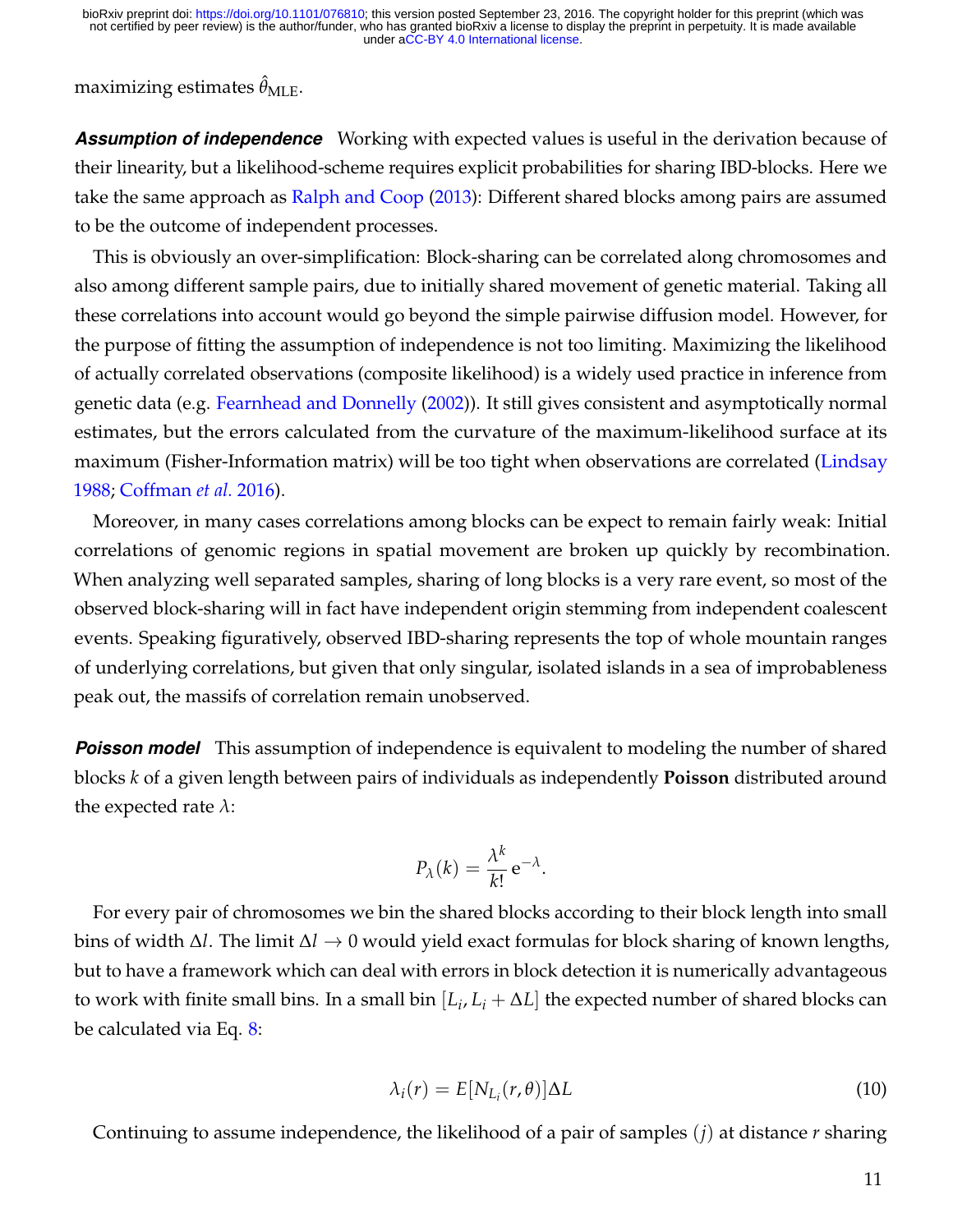maximizing estimates $\hat{\theta}_{\text{MLE}}$.

***Assumption of independence*** Working with expected values is useful in the derivation because of their linearity, but a likelihood-scheme requires explicit probabilities for sharing IBD-blocks. Here we take the same approach as Ralph and Coop (2013): Different shared blocks among pairs are assumed to be the outcome of independent processes.

This is obviously an over-simplification: Block-sharing can be correlated along chromosomes and also among different sample pairs, due to initially shared movement of genetic material. Taking all these correlations into account would go beyond the simple pairwise diffusion model. However, for the purpose of fitting the assumption of independence is not too limiting. Maximizing the likelihood of actually correlated observations (composite likelihood) is a widely used practice in inference from genetic data (e.g. Fearnhead and Donnelly (2002)). It still gives consistent and asymptotically normal estimates, but the errors calculated from the curvature of the maximum-likelihood surface at its maximum (Fisher-Information matrix) will be too tight when observations are correlated (Lindsay 1988; Coffman *et al.* 2016).

Moreover, in many cases correlations among blocks can be expect to remain fairly weak: Initial correlations of genomic regions in spatial movement are broken up quickly by recombination. When analyzing well separated samples, sharing of long blocks is a very rare event, so most of the observed block-sharing will in fact have independent origin stemming from independent coalescent events. Speaking figuratively, observed IBD-sharing represents the top of whole mountain ranges of underlying correlations, but given that only singular, isolated islands in a sea of improbableness peak out, the massifs of correlation remain unobserved.

***Poisson model*** This assumption of independence is equivalent to modeling the number of shared blocks $k$ of a given length between pairs of individuals as independently **Poisson** distributed around the expected rate $\lambda$:

$$P_{\lambda}(k) = \frac{\lambda^k}{k!}\,\mathrm{e}^{-\lambda}.$$

For every pair of chromosomes we bin the shared blocks according to their block length into small bins of width $\Delta l$. The limit $\Delta l \to 0$ would yield exact formulas for block sharing of known lengths, but to have a framework which can deal with errors in block detection it is numerically advantageous to work with finite small bins. In a small bin $[L_i, L_i + \Delta L]$ the expected number of shared blocks can be calculated via Eq. 8:

$$\lambda_i(r) = E[N_{L_i}(r, \theta)]\Delta L \tag{10}$$

Continuing to assume independence, the likelihood of a pair of samples $(j)$ at distance $r$ sharing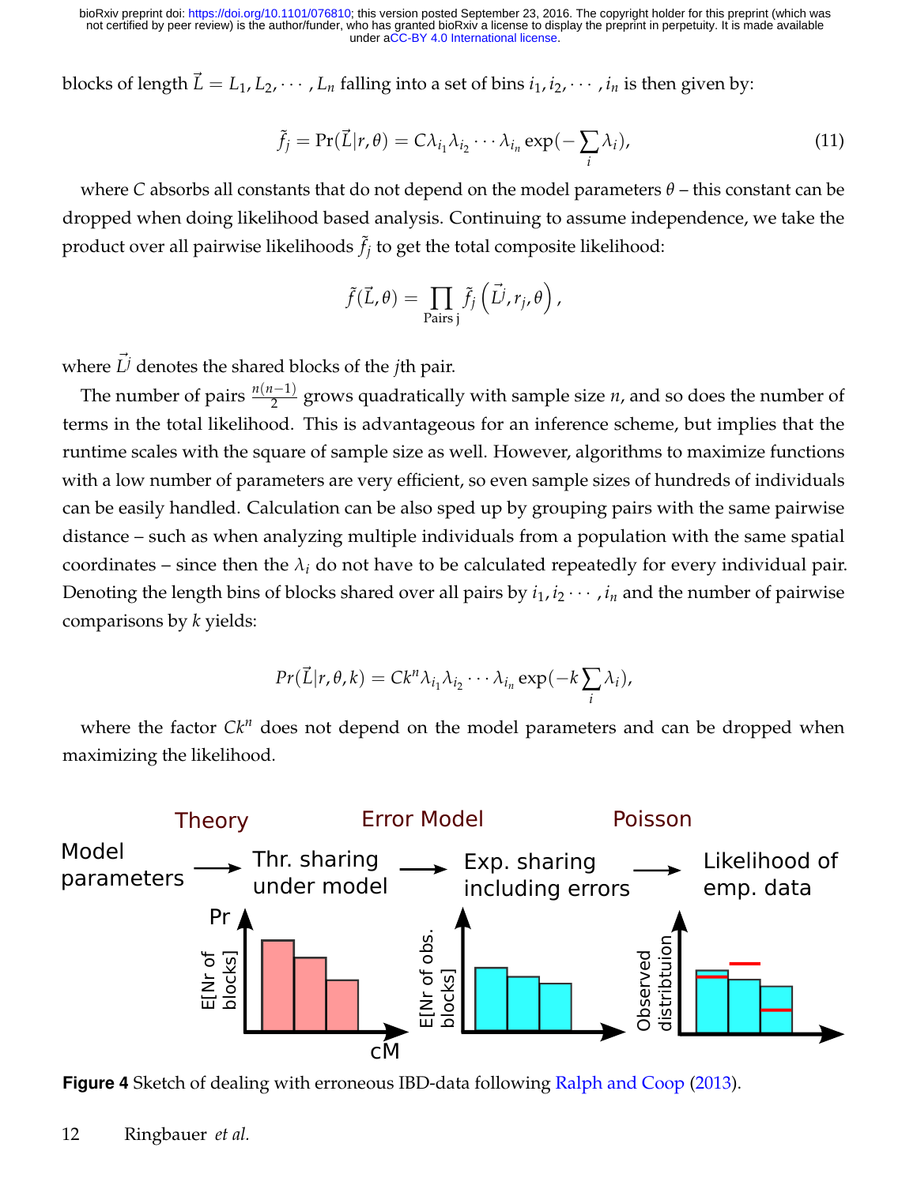blocks of length $\vec{L} = L_1, L_2, \cdots, L_n$ falling into a set of bins $i_1, i_2, \cdots, i_n$ is then given by:

$$\tilde{f}_j = \Pr(\vec{L}|r, \theta) = C\lambda_{i_1}\lambda_{i_2}\cdots\lambda_{i_n}\exp(-\sum_i \lambda_i), \tag{11}$$

where $C$ absorbs all constants that do not depend on the model parameters $\theta$ – this constant can be dropped when doing likelihood based analysis. Continuing to assume independence, we take the product over all pairwise likelihoods $\tilde{f}_j$ to get the total composite likelihood:

$$\tilde{f}(\vec{L}, \theta) = \prod_{\text{Pairs j}} \tilde{f}_j\left(\vec{L^j}, r_j, \theta\right),$$

where $\vec{L^j}$ denotes the shared blocks of the $j$th pair.

The number of pairs $\frac{n(n-1)}{2}$ grows quadratically with sample size $n$, and so does the number of terms in the total likelihood. This is advantageous for an inference scheme, but implies that the runtime scales with the square of sample size as well. However, algorithms to maximize functions with a low number of parameters are very efficient, so even sample sizes of hundreds of individuals can be easily handled. Calculation can be also sped up by grouping pairs with the same pairwise distance – such as when analyzing multiple individuals from a population with the same spatial coordinates – since then the $\lambda_i$ do not have to be calculated repeatedly for every individual pair. Denoting the length bins of blocks shared over all pairs by $i_1, i_2 \cdots, i_n$ and the number of pairwise comparisons by $k$ yields:

$$Pr(\vec{L}|r, \theta, k) = Ck^n\lambda_{i_1}\lambda_{i_2}\cdots\lambda_{i_n}\exp(-k\sum_i \lambda_i),$$

where the factor $Ck^n$ does not depend on the model parameters and can be dropped when maximizing the likelihood.

**Figure 4** Sketch of dealing with erroneous IBD-data following Ralph and Coop (2013).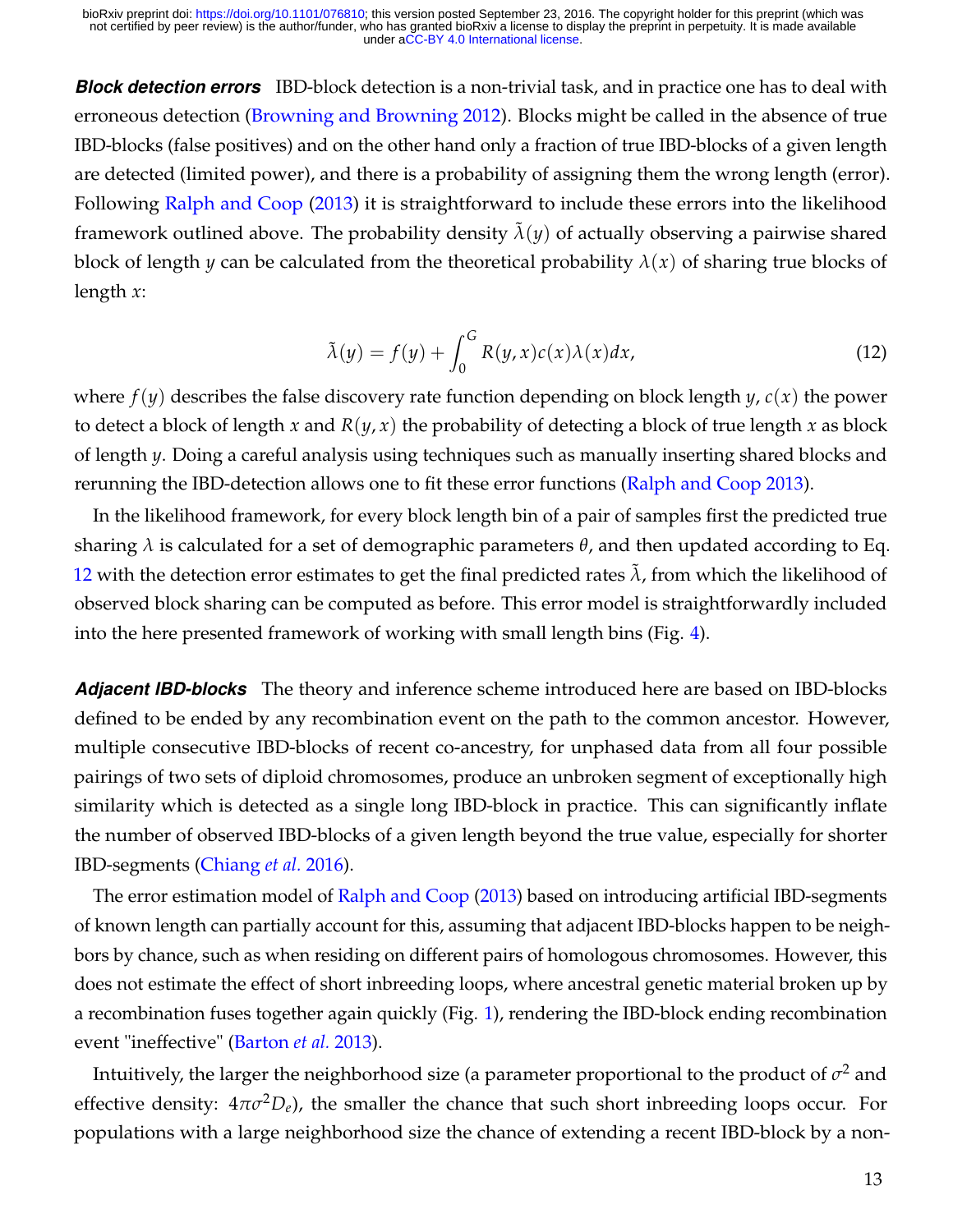***Block detection errors*** IBD-block detection is a non-trivial task, and in practice one has to deal with erroneous detection (Browning and Browning 2012). Blocks might be called in the absence of true IBD-blocks (false positives) and on the other hand only a fraction of true IBD-blocks of a given length are detected (limited power), and there is a probability of assigning them the wrong length (error). Following Ralph and Coop (2013) it is straightforward to include these errors into the likelihood framework outlined above. The probability density $\tilde{\lambda}(y)$ of actually observing a pairwise shared block of length $y$ can be calculated from the theoretical probability $\lambda(x)$ of sharing true blocks of length $x$:

$$\tilde{\lambda}(y) = f(y) + \int_0^G R(y,x)c(x)\lambda(x)dx, \tag{12}$$

where $f(y)$ describes the false discovery rate function depending on block length $y$, $c(x)$ the power to detect a block of length $x$ and $R(y,x)$ the probability of detecting a block of true length $x$ as block of length $y$. Doing a careful analysis using techniques such as manually inserting shared blocks and rerunning the IBD-detection allows one to fit these error functions (Ralph and Coop 2013).

In the likelihood framework, for every block length bin of a pair of samples first the predicted true sharing $\lambda$ is calculated for a set of demographic parameters $\theta$, and then updated according to Eq. 12 with the detection error estimates to get the final predicted rates $\tilde{\lambda}$, from which the likelihood of observed block sharing can be computed as before. This error model is straightforwardly included into the here presented framework of working with small length bins (Fig. 4).

***Adjacent IBD-blocks*** The theory and inference scheme introduced here are based on IBD-blocks defined to be ended by any recombination event on the path to the common ancestor. However, multiple consecutive IBD-blocks of recent co-ancestry, for unphased data from all four possible pairings of two sets of diploid chromosomes, produce an unbroken segment of exceptionally high similarity which is detected as a single long IBD-block in practice. This can significantly inflate the number of observed IBD-blocks of a given length beyond the true value, especially for shorter IBD-segments (Chiang *et al.* 2016).

The error estimation model of Ralph and Coop (2013) based on introducing artificial IBD-segments of known length can partially account for this, assuming that adjacent IBD-blocks happen to be neighbors by chance, such as when residing on different pairs of homologous chromosomes. However, this does not estimate the effect of short inbreeding loops, where ancestral genetic material broken up by a recombination fuses together again quickly (Fig. 1), rendering the IBD-block ending recombination event "ineffective" (Barton *et al.* 2013).

Intuitively, the larger the neighborhood size (a parameter proportional to the product of $\sigma^2$ and effective density: $4\pi\sigma^2 D_e$), the smaller the chance that such short inbreeding loops occur. For populations with a large neighborhood size the chance of extending a recent IBD-block by a non-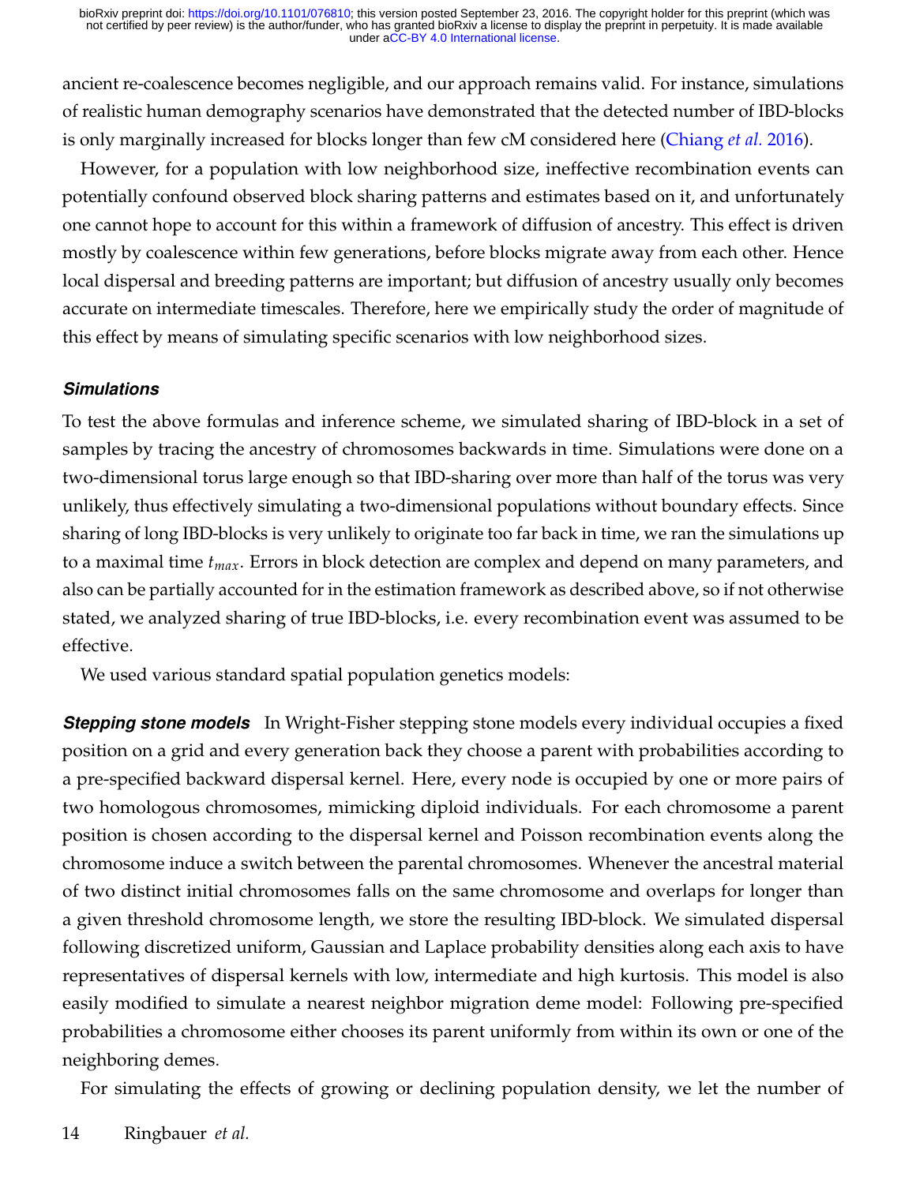ancient re-coalescence becomes negligible, and our approach remains valid. For instance, simulations of realistic human demography scenarios have demonstrated that the detected number of IBD-blocks is only marginally increased for blocks longer than few cM considered here (Chiang *et al.* 2016).

However, for a population with low neighborhood size, ineffective recombination events can potentially confound observed block sharing patterns and estimates based on it, and unfortunately one cannot hope to account for this within a framework of diffusion of ancestry. This effect is driven mostly by coalescence within few generations, before blocks migrate away from each other. Hence local dispersal and breeding patterns are important; but diffusion of ancestry usually only becomes accurate on intermediate timescales. Therefore, here we empirically study the order of magnitude of this effect by means of simulating specific scenarios with low neighborhood sizes.

### *Simulations*

To test the above formulas and inference scheme, we simulated sharing of IBD-block in a set of samples by tracing the ancestry of chromosomes backwards in time. Simulations were done on a two-dimensional torus large enough so that IBD-sharing over more than half of the torus was very unlikely, thus effectively simulating a two-dimensional populations without boundary effects. Since sharing of long IBD-blocks is very unlikely to originate too far back in time, we ran the simulations up to a maximal time $t_{max}$. Errors in block detection are complex and depend on many parameters, and also can be partially accounted for in the estimation framework as described above, so if not otherwise stated, we analyzed sharing of true IBD-blocks, i.e. every recombination event was assumed to be effective.

We used various standard spatial population genetics models:

***Stepping stone models*** In Wright-Fisher stepping stone models every individual occupies a fixed position on a grid and every generation back they choose a parent with probabilities according to a pre-specified backward dispersal kernel. Here, every node is occupied by one or more pairs of two homologous chromosomes, mimicking diploid individuals. For each chromosome a parent position is chosen according to the dispersal kernel and Poisson recombination events along the chromosome induce a switch between the parental chromosomes. Whenever the ancestral material of two distinct initial chromosomes falls on the same chromosome and overlaps for longer than a given threshold chromosome length, we store the resulting IBD-block. We simulated dispersal following discretized uniform, Gaussian and Laplace probability densities along each axis to have representatives of dispersal kernels with low, intermediate and high kurtosis. This model is also easily modified to simulate a nearest neighbor migration deme model: Following pre-specified probabilities a chromosome either chooses its parent uniformly from within its own or one of the neighboring demes.

For simulating the effects of growing or declining population density, we let the number of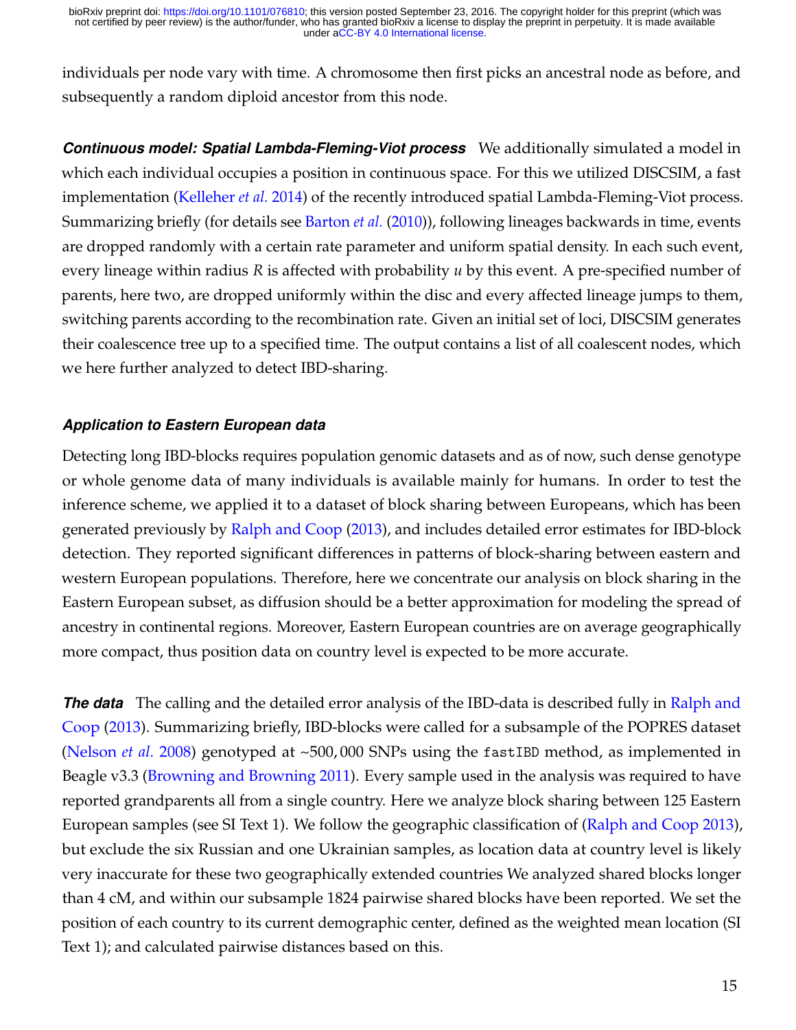individuals per node vary with time. A chromosome then first picks an ancestral node as before, and subsequently a random diploid ancestor from this node.

***Continuous model: Spatial Lambda-Fleming-Viot process*** We additionally simulated a model in which each individual occupies a position in continuous space. For this we utilized DISCSIM, a fast implementation (Kelleher *et al.* 2014) of the recently introduced spatial Lambda-Fleming-Viot process. Summarizing briefly (for details see Barton *et al.* (2010)), following lineages backwards in time, events are dropped randomly with a certain rate parameter and uniform spatial density. In each such event, every lineage within radius $R$ is affected with probability $u$ by this event. A pre-specified number of parents, here two, are dropped uniformly within the disc and every affected lineage jumps to them, switching parents according to the recombination rate. Given an initial set of loci, DISCSIM generates their coalescence tree up to a specified time. The output contains a list of all coalescent nodes, which we here further analyzed to detect IBD-sharing.

### *Application to Eastern European data*

Detecting long IBD-blocks requires population genomic datasets and as of now, such dense genotype or whole genome data of many individuals is available mainly for humans. In order to test the inference scheme, we applied it to a dataset of block sharing between Europeans, which has been generated previously by Ralph and Coop (2013), and includes detailed error estimates for IBD-block detection. They reported significant differences in patterns of block-sharing between eastern and western European populations. Therefore, here we concentrate our analysis on block sharing in the Eastern European subset, as diffusion should be a better approximation for modeling the spread of ancestry in continental regions. Moreover, Eastern European countries are on average geographically more compact, thus position data on country level is expected to be more accurate.

***The data*** The calling and the detailed error analysis of the IBD-data is described fully in Ralph and Coop (2013). Summarizing briefly, IBD-blocks were called for a subsample of the POPRES dataset (Nelson *et al.* 2008) genotyped at ~500,000 SNPs using the `fastIBD` method, as implemented in Beagle v3.3 (Browning and Browning 2011). Every sample used in the analysis was required to have reported grandparents all from a single country. Here we analyze block sharing between 125 Eastern European samples (see SI Text 1). We follow the geographic classification of (Ralph and Coop 2013), but exclude the six Russian and one Ukrainian samples, as location data at country level is likely very inaccurate for these two geographically extended countries We analyzed shared blocks longer than 4 cM, and within our subsample 1824 pairwise shared blocks have been reported. We set the position of each country to its current demographic center, defined as the weighted mean location (SI Text 1); and calculated pairwise distances based on this.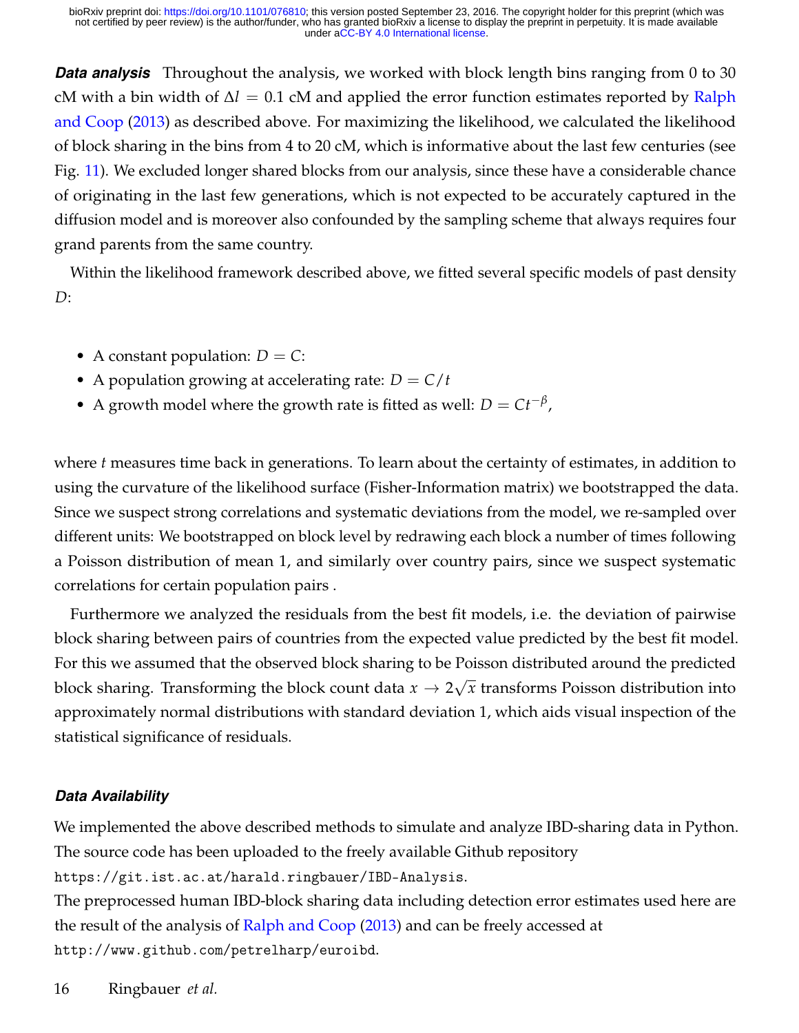***Data analysis*** Throughout the analysis, we worked with block length bins ranging from 0 to 30 cM with a bin width of $\Delta l = 0.1$ cM and applied the error function estimates reported by Ralph and Coop (2013) as described above. For maximizing the likelihood, we calculated the likelihood of block sharing in the bins from 4 to 20 cM, which is informative about the last few centuries (see Fig. 11). We excluded longer shared blocks from our analysis, since these have a considerable chance of originating in the last few generations, which is not expected to be accurately captured in the diffusion model and is moreover also confounded by the sampling scheme that always requires four grand parents from the same country.

Within the likelihood framework described above, we fitted several specific models of past density $D$:

- A constant population: $D = C$:
- A population growing at accelerating rate: $D = C/t$
- A growth model where the growth rate is fitted as well: $D = Ct^{-\beta}$,

where $t$ measures time back in generations. To learn about the certainty of estimates, in addition to using the curvature of the likelihood surface (Fisher-Information matrix) we bootstrapped the data. Since we suspect strong correlations and systematic deviations from the model, we re-sampled over different units: We bootstrapped on block level by redrawing each block a number of times following a Poisson distribution of mean 1, and similarly over country pairs, since we suspect systematic correlations for certain population pairs .

Furthermore we analyzed the residuals from the best fit models, i.e. the deviation of pairwise block sharing between pairs of countries from the expected value predicted by the best fit model. For this we assumed that the observed block sharing to be Poisson distributed around the predicted block sharing. Transforming the block count data $x \to 2\sqrt{x}$ transforms Poisson distribution into approximately normal distributions with standard deviation 1, which aids visual inspection of the statistical significance of residuals.

#### ***Data Availability***

We implemented the above described methods to simulate and analyze IBD-sharing data in Python. The source code has been uploaded to the freely available Github repository
`https://git.ist.ac.at/harald.ringbauer/IBD-Analysis`.
The preprocessed human IBD-block sharing data including detection error estimates used here are the result of the analysis of Ralph and Coop (2013) and can be freely accessed at
`http://www.github.com/petrelharp/euroibd`.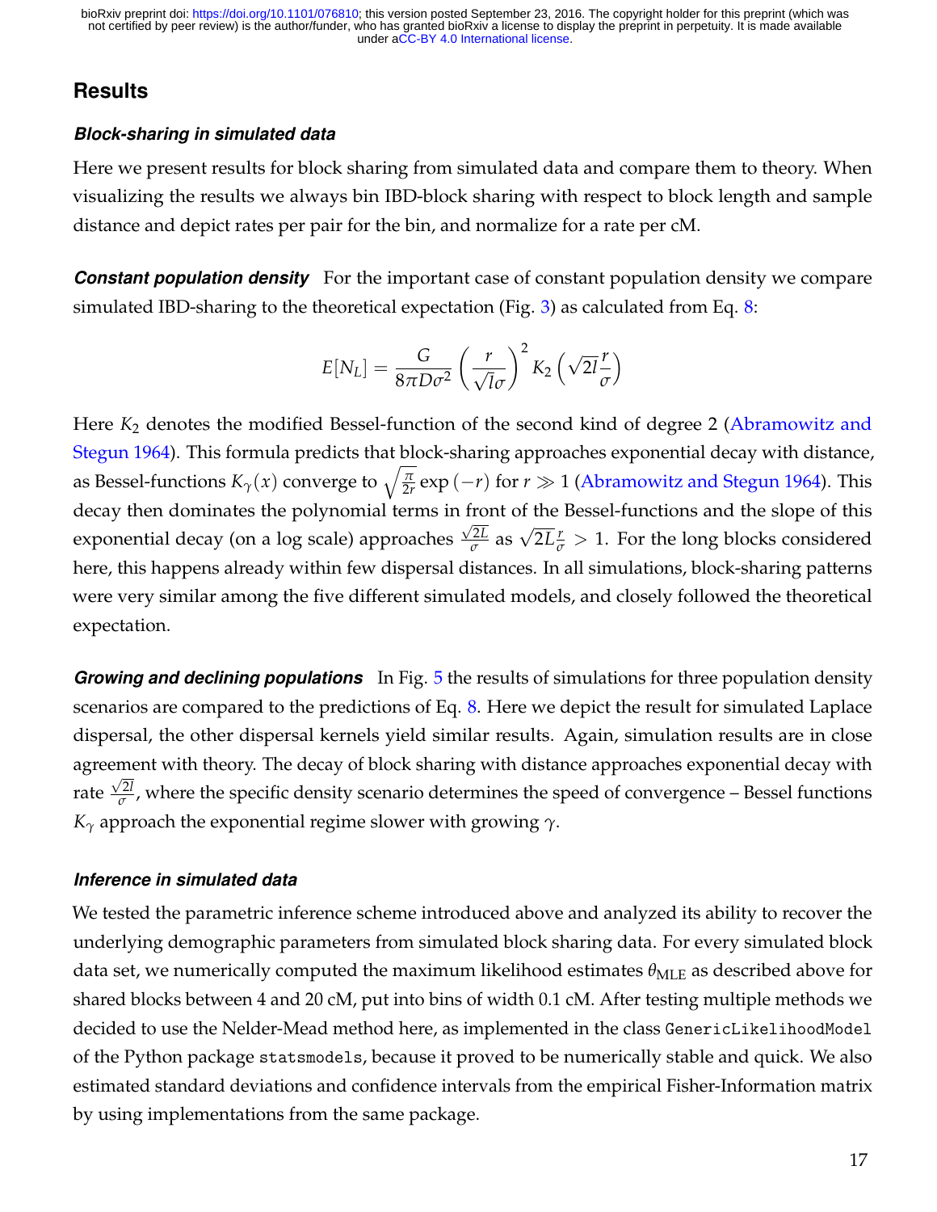# Results

## *Block-sharing in simulated data*

Here we present results for block sharing from simulated data and compare them to theory. When visualizing the results we always bin IBD-block sharing with respect to block length and sample distance and depict rates per pair for the bin, and normalize for a rate per cM.

***Constant population density*** For the important case of constant population density we compare simulated IBD-sharing to the theoretical expectation (Fig. 3) as calculated from Eq. 8:

$$E[N_L] = \frac{G}{8\pi D\sigma^2}\left(\frac{r}{\sqrt{l}\sigma}\right)^2 K_2\left(\sqrt{2l}\frac{r}{\sigma}\right)$$

Here $K_2$ denotes the modified Bessel-function of the second kind of degree 2 (Abramowitz and Stegun 1964). This formula predicts that block-sharing approaches exponential decay with distance, as Bessel-functions $K_\gamma(x)$ converge to $\sqrt{\frac{\pi}{2r}}\exp(-r)$ for $r \gg 1$ (Abramowitz and Stegun 1964). This decay then dominates the polynomial terms in front of the Bessel-functions and the slope of this exponential decay (on a log scale) approaches $\frac{\sqrt{2L}}{\sigma}$ as $\sqrt{2L}\frac{r}{\sigma} > 1$. For the long blocks considered here, this happens already within few dispersal distances. In all simulations, block-sharing patterns were very similar among the five different simulated models, and closely followed the theoretical expectation.

***Growing and declining populations*** In Fig. 5 the results of simulations for three population density scenarios are compared to the predictions of Eq. 8. Here we depict the result for simulated Laplace dispersal, the other dispersal kernels yield similar results. Again, simulation results are in close agreement with theory. The decay of block sharing with distance approaches exponential decay with rate $\frac{\sqrt{2l}}{\sigma}$, where the specific density scenario determines the speed of convergence – Bessel functions $K_\gamma$ approach the exponential regime slower with growing $\gamma$.

## *Inference in simulated data*

We tested the parametric inference scheme introduced above and analyzed its ability to recover the underlying demographic parameters from simulated block sharing data. For every simulated block data set, we numerically computed the maximum likelihood estimates $\theta_{\text{MLE}}$ as described above for shared blocks between 4 and 20 cM, put into bins of width 0.1 cM. After testing multiple methods we decided to use the Nelder-Mead method here, as implemented in the class `GenericLikelihoodModel` of the Python package `statsmodels`, because it proved to be numerically stable and quick. We also estimated standard deviations and confidence intervals from the empirical Fisher-Information matrix by using implementations from the same package.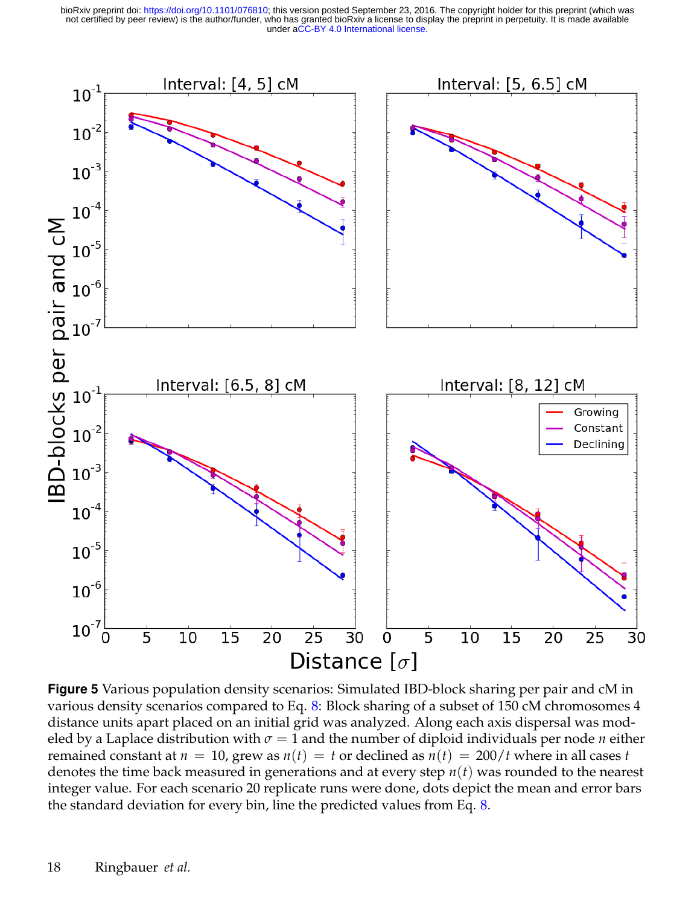**Figure 5** Various population density scenarios: Simulated IBD-block sharing per pair and cM in various density scenarios compared to Eq. 8: Block sharing of a subset of 150 cM chromosomes 4 distance units apart placed on an initial grid was analyzed. Along each axis dispersal was modeled by a Laplace distribution with $\sigma = 1$ and the number of diploid individuals per node $n$ either remained constant at $n = 10$, grew as $n(t) = t$ or declined as $n(t) = 200/t$ where in all cases $t$ denotes the time back measured in generations and at every step $n(t)$ was rounded to the nearest integer value. For each scenario 20 replicate runs were done, dots depict the mean and error bars the standard deviation for every bin, line the predicted values from Eq. 8.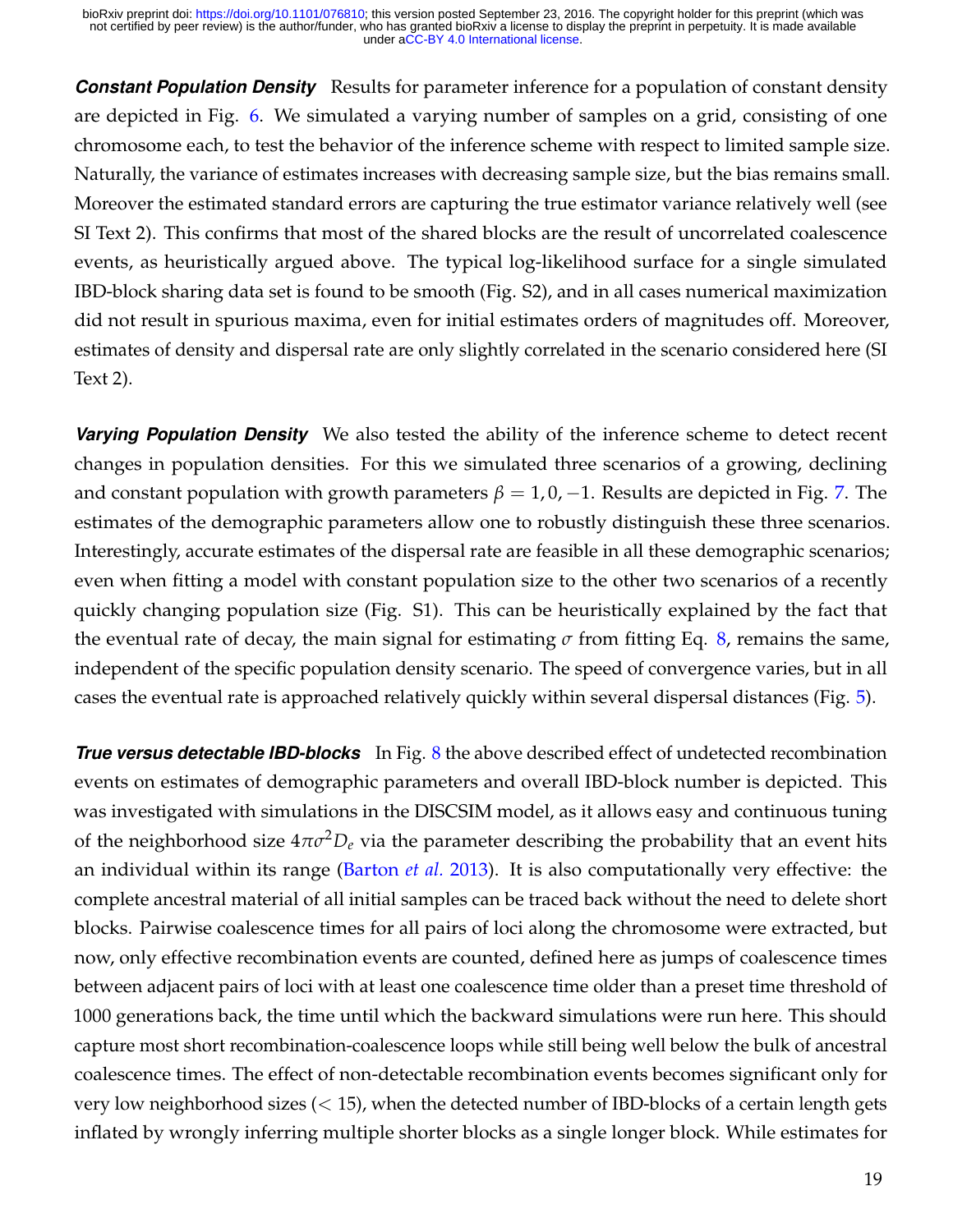***Constant Population Density*** Results for parameter inference for a population of constant density are depicted in Fig. 6. We simulated a varying number of samples on a grid, consisting of one chromosome each, to test the behavior of the inference scheme with respect to limited sample size. Naturally, the variance of estimates increases with decreasing sample size, but the bias remains small. Moreover the estimated standard errors are capturing the true estimator variance relatively well (see SI Text 2). This confirms that most of the shared blocks are the result of uncorrelated coalescence events, as heuristically argued above. The typical log-likelihood surface for a single simulated IBD-block sharing data set is found to be smooth (Fig. S2), and in all cases numerical maximization did not result in spurious maxima, even for initial estimates orders of magnitudes off. Moreover, estimates of density and dispersal rate are only slightly correlated in the scenario considered here (SI Text 2).

***Varying Population Density*** We also tested the ability of the inference scheme to detect recent changes in population densities. For this we simulated three scenarios of a growing, declining and constant population with growth parameters $\beta = 1, 0, -1$. Results are depicted in Fig. 7. The estimates of the demographic parameters allow one to robustly distinguish these three scenarios. Interestingly, accurate estimates of the dispersal rate are feasible in all these demographic scenarios; even when fitting a model with constant population size to the other two scenarios of a recently quickly changing population size (Fig. S1). This can be heuristically explained by the fact that the eventual rate of decay, the main signal for estimating $\sigma$ from fitting Eq. 8, remains the same, independent of the specific population density scenario. The speed of convergence varies, but in all cases the eventual rate is approached relatively quickly within several dispersal distances (Fig. 5).

***True versus detectable IBD-blocks*** In Fig. 8 the above described effect of undetected recombination events on estimates of demographic parameters and overall IBD-block number is depicted. This was investigated with simulations in the DISCSIM model, as it allows easy and continuous tuning of the neighborhood size $4\pi\sigma^2 D_e$ via the parameter describing the probability that an event hits an individual within its range (Barton *et al.* 2013). It is also computationally very effective: the complete ancestral material of all initial samples can be traced back without the need to delete short blocks. Pairwise coalescence times for all pairs of loci along the chromosome were extracted, but now, only effective recombination events are counted, defined here as jumps of coalescence times between adjacent pairs of loci with at least one coalescence time older than a preset time threshold of 1000 generations back, the time until which the backward simulations were run here. This should capture most short recombination-coalescence loops while still being well below the bulk of ancestral coalescence times. The effect of non-detectable recombination events becomes significant only for very low neighborhood sizes ($< 15$), when the detected number of IBD-blocks of a certain length gets inflated by wrongly inferring multiple shorter blocks as a single longer block. While estimates for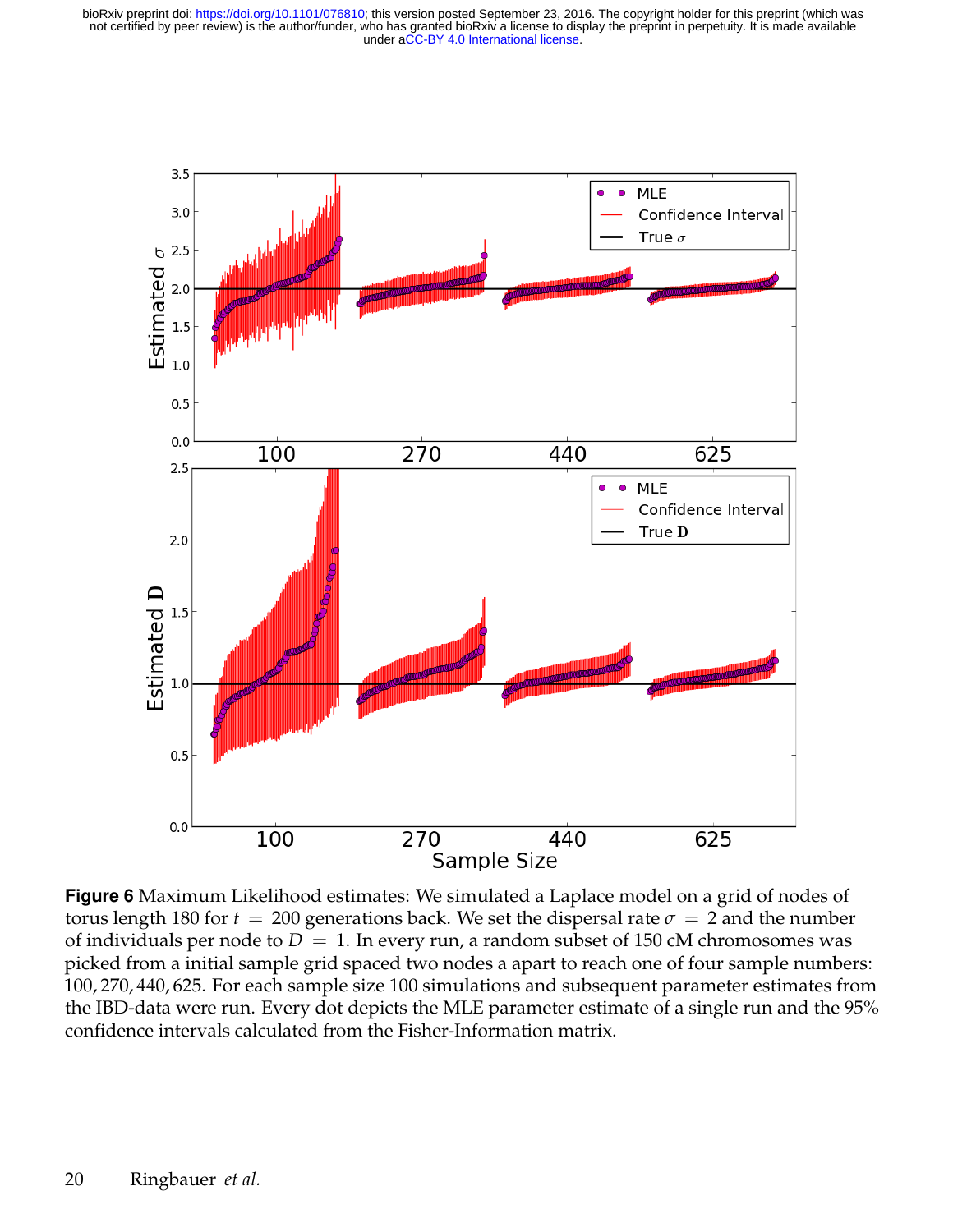**Figure 6** Maximum Likelihood estimates: We simulated a Laplace model on a grid of nodes of torus length 180 for $t = 200$ generations back. We set the dispersal rate $\sigma = 2$ and the number of individuals per node to $D = 1$. In every run, a random subset of 150 cM chromosomes was picked from a initial sample grid spaced two nodes a apart to reach one of four sample numbers: 100, 270, 440, 625. For each sample size 100 simulations and subsequent parameter estimates from the IBD-data were run. Every dot depicts the MLE parameter estimate of a single run and the 95% confidence intervals calculated from the Fisher-Information matrix.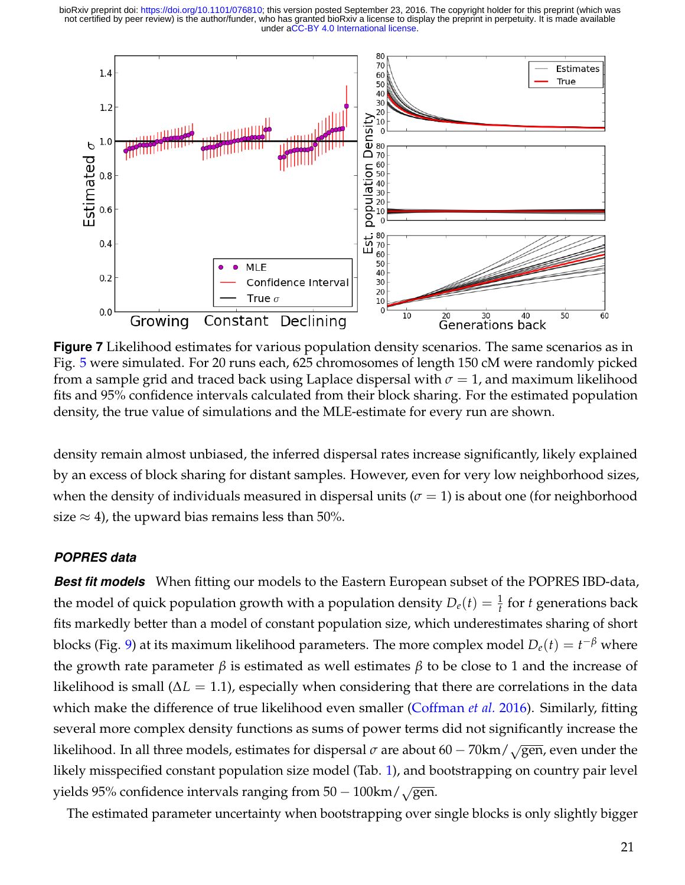**Figure 7** Likelihood estimates for various population density scenarios. The same scenarios as in Fig. 5 were simulated. For 20 runs each, 625 chromosomes of length 150 cM were randomly picked from a sample grid and traced back using Laplace dispersal with $\sigma = 1$, and maximum likelihood fits and 95% confidence intervals calculated from their block sharing. For the estimated population density, the true value of simulations and the MLE-estimate for every run are shown.

density remain almost unbiased, the inferred dispersal rates increase significantly, likely explained by an excess of block sharing for distant samples. However, even for very low neighborhood sizes, when the density of individuals measured in dispersal units ($\sigma = 1$) is about one (for neighborhood size $\approx 4$), the upward bias remains less than 50%.

### *POPRES data*

***Best fit models*** When fitting our models to the Eastern European subset of the POPRES IBD-data, the model of quick population growth with a population density $D_e(t) = \frac{1}{t}$ for $t$ generations back fits markedly better than a model of constant population size, which underestimates sharing of short blocks (Fig. 9) at its maximum likelihood parameters. The more complex model $D_e(t) = t^{-\beta}$ where the growth rate parameter $\beta$ is estimated as well estimates $\beta$ to be close to 1 and the increase of likelihood is small ($\Delta L = 1.1$), especially when considering that there are correlations in the data which make the difference of true likelihood even smaller (Coffman *et al.* 2016). Similarly, fitting several more complex density functions as sums of power terms did not significantly increase the likelihood. In all three models, estimates for dispersal $\sigma$ are about $60 - 70\text{km}/\sqrt{\text{gen}}$, even under the likely misspecified constant population size model (Tab. 1), and bootstrapping on country pair level yields 95% confidence intervals ranging from $50 - 100\text{km}/\sqrt{\text{gen}}$.

The estimated parameter uncertainty when bootstrapping over single blocks is only slightly bigger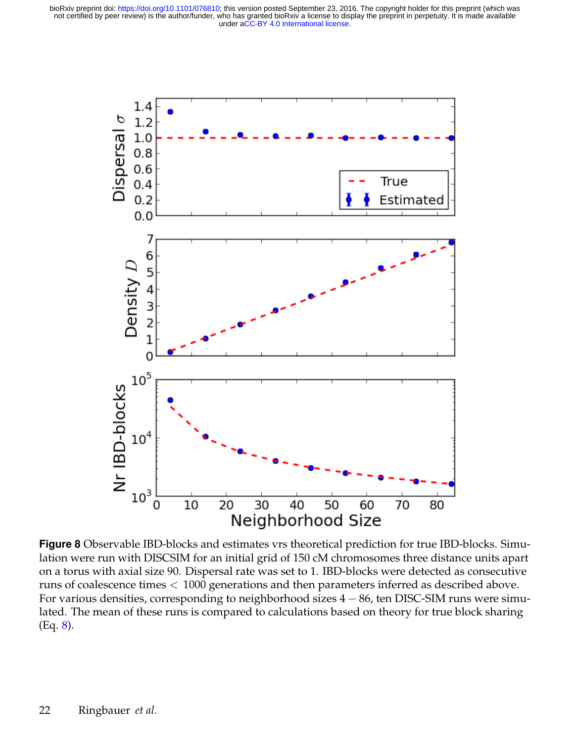**Figure 8** Observable IBD-blocks and estimates vrs theoretical prediction for true IBD-blocks. Simulation were run with DISCSIM for an initial grid of 150 cM chromosomes three distance units apart on a torus with axial size 90. Dispersal rate was set to 1. IBD-blocks were detected as consecutive runs of coalescence times $< 1000$ generations and then parameters inferred as described above. For various densities, corresponding to neighborhood sizes $4 - 86$, ten DISC-SIM runs were simulated. The mean of these runs is compared to calculations based on theory for true block sharing (Eq. 8).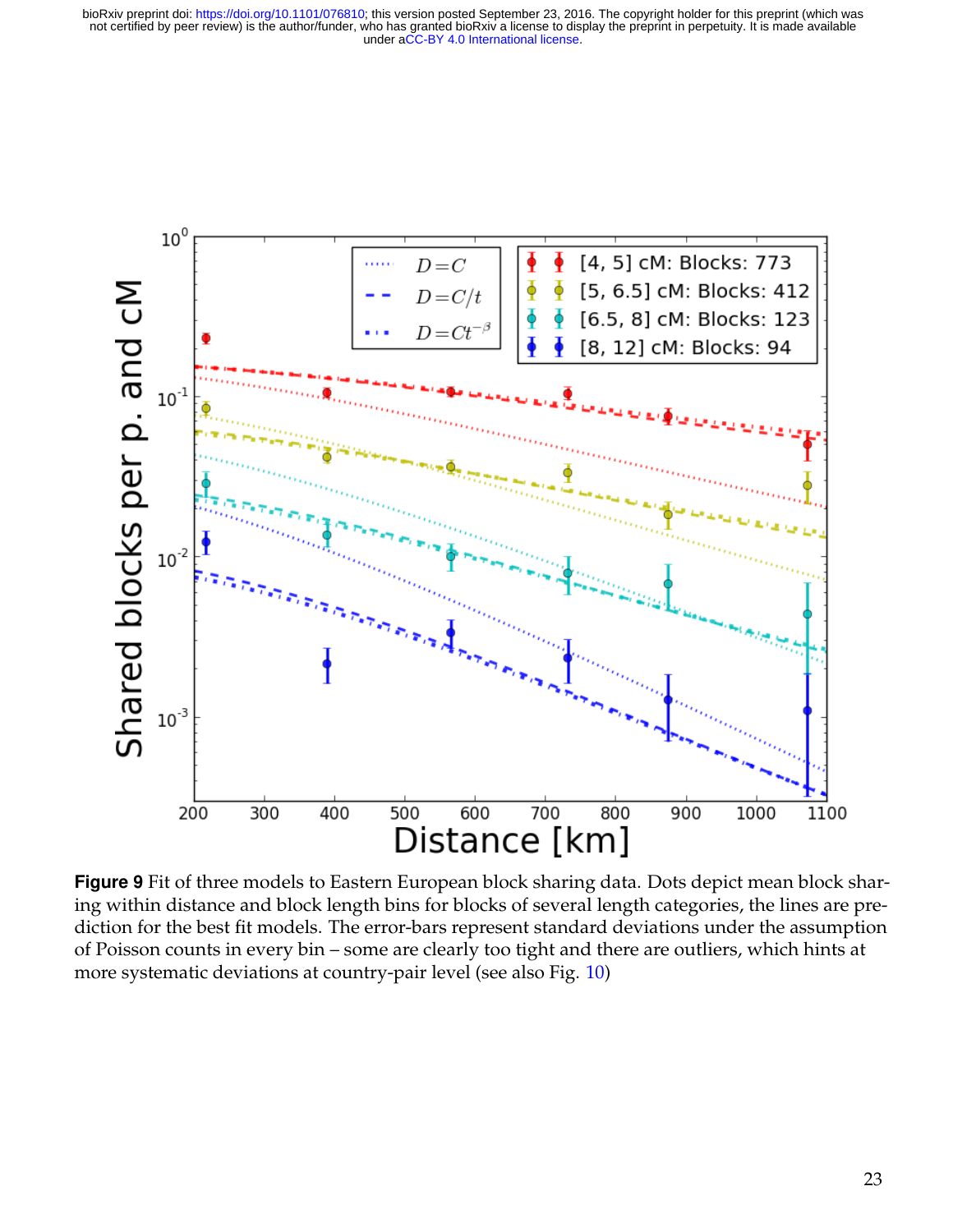**Figure 9** Fit of three models to Eastern European block sharing data. Dots depict mean block sharing within distance and block length bins for blocks of several length categories, the lines are prediction for the best fit models. The error-bars represent standard deviations under the assumption of Poisson counts in every bin – some are clearly too tight and there are outliers, which hints at more systematic deviations at country-pair level (see also Fig. 10)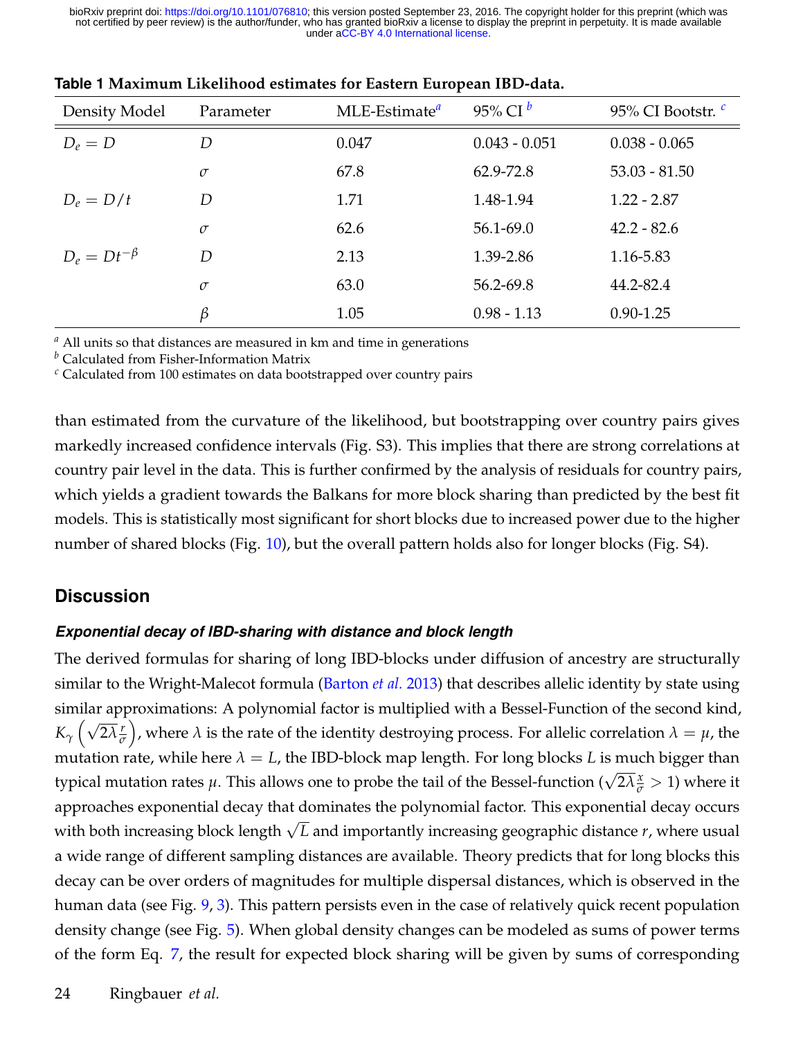**Table 1 Maximum Likelihood estimates for Eastern European IBD-data.**

| Density Model | Parameter | MLE-Estimate[a] | 95% CI [b] | 95% CI Bootstr. [c] |
|---|---|---|---|---|
| $D_e = D$ | $D$ | 0.047 | 0.043 - 0.051 | 0.038 - 0.065 |
| | $\sigma$ | 67.8 | 62.9-72.8 | 53.03 - 81.50 |
| $D_e = D/t$ | $D$ | 1.71 | 1.48-1.94 | 1.22 - 2.87 |
| | $\sigma$ | 62.6 | 56.1-69.0 | 42.2 - 82.6 |
| $D_e = Dt^{-\beta}$ | $D$ | 2.13 | 1.39-2.86 | 1.16-5.83 |
| | $\sigma$ | 63.0 | 56.2-69.8 | 44.2-82.4 |
| | $\beta$ | 1.05 | 0.98 - 1.13 | 0.90-1.25 |

[a] All units so that distances are measured in km and time in generations
[b] Calculated from Fisher-Information Matrix
[c] Calculated from 100 estimates on data bootstrapped over country pairs

than estimated from the curvature of the likelihood, but bootstrapping over country pairs gives markedly increased confidence intervals (Fig. S3). This implies that there are strong correlations at country pair level in the data. This is further confirmed by the analysis of residuals for country pairs, which yields a gradient towards the Balkans for more block sharing than predicted by the best fit models. This is statistically most significant for short blocks due to increased power due to the higher number of shared blocks (Fig. 10), but the overall pattern holds also for longer blocks (Fig. S4).

## Discussion

### *Exponential decay of IBD-sharing with distance and block length*

The derived formulas for sharing of long IBD-blocks under diffusion of ancestry are structurally similar to the Wright-Malecot formula (Barton *et al.* 2013) that describes allelic identity by state using similar approximations: A polynomial factor is multiplied with a Bessel-Function of the second kind, $K_\gamma\left(\sqrt{2\lambda}\frac{r}{\sigma}\right)$, where $\lambda$ is the rate of the identity destroying process. For allelic correlation $\lambda = \mu$, the mutation rate, while here $\lambda = L$, the IBD-block map length. For long blocks $L$ is much bigger than typical mutation rates $\mu$. This allows one to probe the tail of the Bessel-function ($\sqrt{2\lambda}\frac{x}{\sigma} > 1$) where it approaches exponential decay that dominates the polynomial factor. This exponential decay occurs with both increasing block length $\sqrt{L}$ and importantly increasing geographic distance $r$, where usual a wide range of different sampling distances are available. Theory predicts that for long blocks this decay can be over orders of magnitudes for multiple dispersal distances, which is observed in the human data (see Fig. 9, 3). This pattern persists even in the case of relatively quick recent population density change (see Fig. 5). When global density changes can be modeled as sums of power terms of the form Eq. 7, the result for expected block sharing will be given by sums of corresponding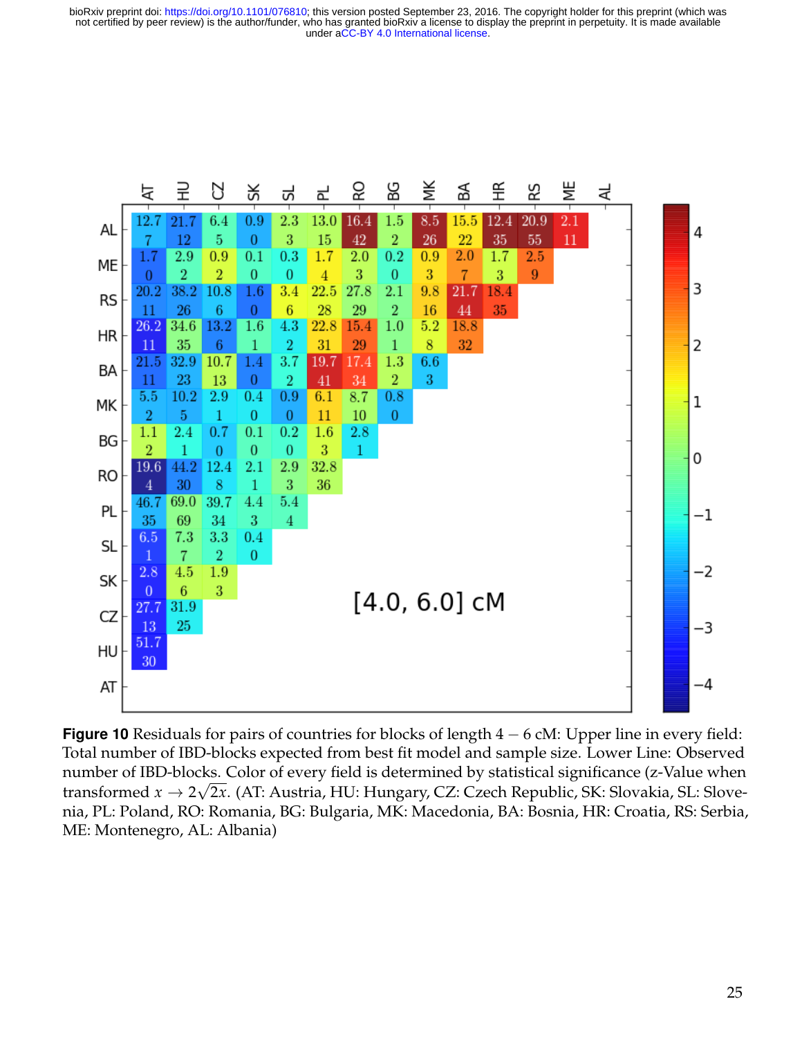[4.0, 6.0] cM

Each cell: expected / observed.

| | AT | HU | CZ | SK | SL | PL | RO | BG | MK | BA | HR | RS | ME | AL |
|---|---|---|---|---|---|---|---|---|---|---|---|---|---|---|
| AL | 12.7 / 7 | 21.7 / 12 | 6.4 / 5 | 0.9 / 0 | 2.3 / 3 | 13.0 / 15 | 16.4 / 42 | 1.5 / 2 | 8.5 / 26 | 15.5 / 22 | 12.4 / 35 | 20.9 / 55 | 2.1 / 11 | |
| ME | 1.7 / 0 | 2.9 / 2 | 0.9 / 2 | 0.1 / 0 | 0.3 / 0 | 1.7 / 4 | 2.0 / 3 | 0.2 / 0 | 0.9 / 3 | 2.0 / 7 | 1.7 / 3 | 2.5 / 9 | | |
| RS | 20.2 / 11 | 38.2 / 26 | 10.8 / 6 | 1.6 / 0 | 3.4 / 6 | 22.5 / 28 | 27.8 / 29 | 2.1 / 2 | 9.8 / 16 | 21.7 / 44 | 18.4 / 35 | | | |
| HR | 26.2 / 11 | 34.6 / 35 | 13.2 / 6 | 1.6 / 1 | 4.3 / 2 | 22.8 / 31 | 15.4 / 29 | 1.0 / 1 | 5.2 / 8 | 18.8 / 32 | | | | |
| BA | 21.5 / 11 | 32.9 / 23 | 10.7 / 13 | 1.4 / 0 | 3.7 / 2 | 19.7 / 41 | 17.4 / 34 | 1.3 / 2 | 6.6 / 3 | | | | | |
| MK | 5.5 / 2 | 10.2 / 5 | 2.9 / 1 | 0.4 / 0 | 0.9 / 0 | 6.1 / 11 | 8.7 / 10 | 0.8 / 0 | | | | | | |
| BG | 1.1 / 2 | 2.4 / 1 | 0.7 / 0 | 0.1 / 0 | 0.2 / 0 | 1.6 / 3 | 2.8 / 1 | | | | | | | |
| RO | 19.6 / 4 | 44.2 / 30 | 12.4 / 8 | 2.1 / 1 | 2.9 / 3 | 32.8 / 36 | | | | | | | | |
| PL | 46.7 / 35 | 69.0 / 69 | 39.7 / 34 | 4.4 / 3 | 5.4 / 4 | | | | | | | | | |
| SL | 6.5 / 1 | 7.3 / 7 | 3.3 / 2 | 0.4 / 0 | | | | | | | | | | |
| SK | 2.8 / 0 | 4.5 / 6 | 1.9 / 3 | | | | | | | | | | | |
| CZ | 27.7 / 13 | 31.9 / 25 | | | | | | | | | | | | |
| HU | 51.7 / 30 | | | | | | | | | | | | | |
| AT | | | | | | | | | | | | | | |

**Figure 10** Residuals for pairs of countries for blocks of length $4-6$ cM: Upper line in every field: Total number of IBD-blocks expected from best fit model and sample size. Lower Line: Observed number of IBD-blocks. Color of every field is determined by statistical significance (z-Value when transformed $x \to 2\sqrt{2x}$. (AT: Austria, HU: Hungary, CZ: Czech Republic, SK: Slovakia, SL: Slovenia, PL: Poland, RO: Romania, BG: Bulgaria, MK: Macedonia, BA: Bosnia, HR: Croatia, RS: Serbia, ME: Montenegro, AL: Albania)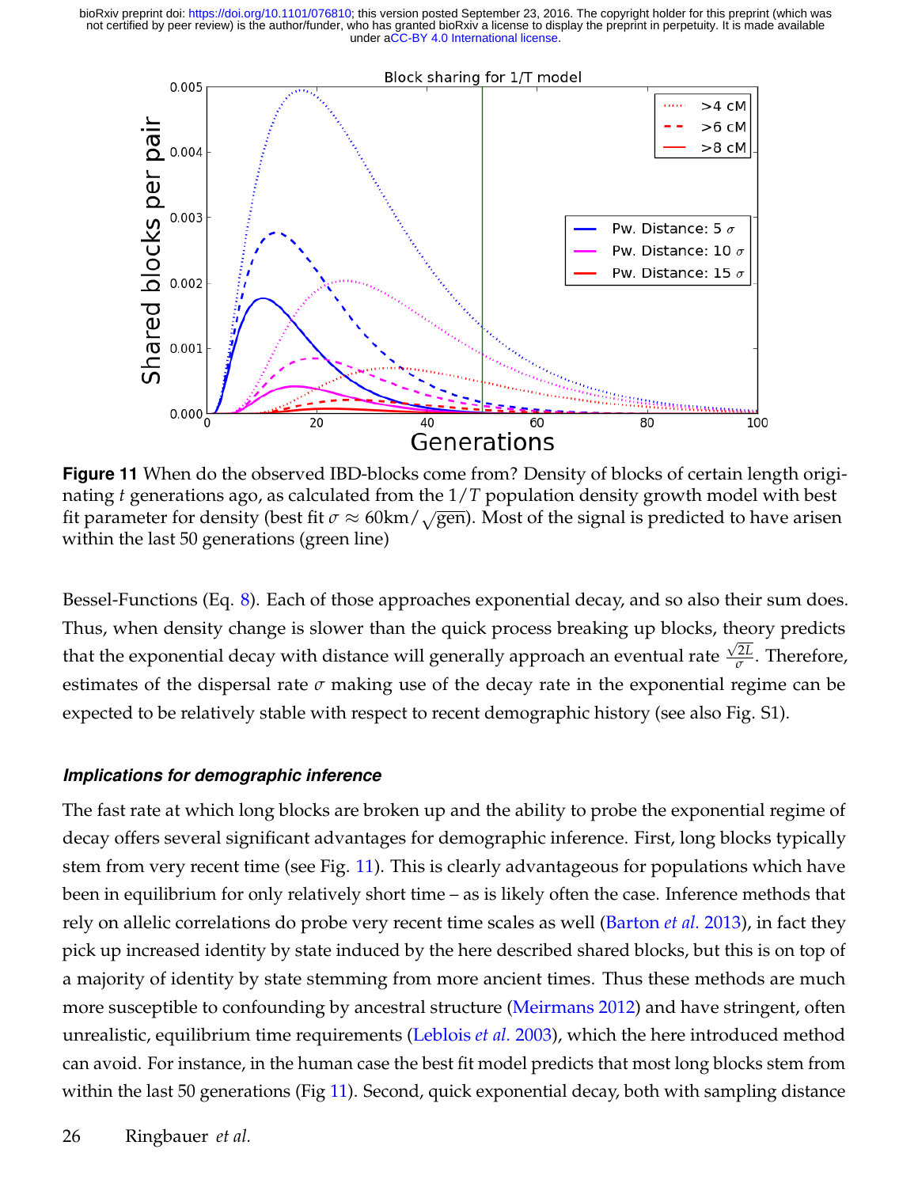**Figure 11** When do the observed IBD-blocks come from? Density of blocks of certain length originating $t$ generations ago, as calculated from the $1/T$ population density growth model with best fit parameter for density (best fit $\sigma \approx 60\text{km}/\sqrt{\text{gen}}$). Most of the signal is predicted to have arisen within the last 50 generations (green line)

Bessel-Functions (Eq. 8). Each of those approaches exponential decay, and so also their sum does. Thus, when density change is slower than the quick process breaking up blocks, theory predicts that the exponential decay with distance will generally approach an eventual rate $\frac{\sqrt{2L}}{\sigma}$. Therefore, estimates of the dispersal rate $\sigma$ making use of the decay rate in the exponential regime can be expected to be relatively stable with respect to recent demographic history (see also Fig. S1).

#### *Implications for demographic inference*

The fast rate at which long blocks are broken up and the ability to probe the exponential regime of decay offers several significant advantages for demographic inference. First, long blocks typically stem from very recent time (see Fig. 11). This is clearly advantageous for populations which have been in equilibrium for only relatively short time – as is likely often the case. Inference methods that rely on allelic correlations do probe very recent time scales as well (Barton *et al.* 2013), in fact they pick up increased identity by state induced by the here described shared blocks, but this is on top of a majority of identity by state stemming from more ancient times. Thus these methods are much more susceptible to confounding by ancestral structure (Meirmans 2012) and have stringent, often unrealistic, equilibrium time requirements (Leblois *et al.* 2003), which the here introduced method can avoid. For instance, in the human case the best fit model predicts that most long blocks stem from within the last 50 generations (Fig 11). Second, quick exponential decay, both with sampling distance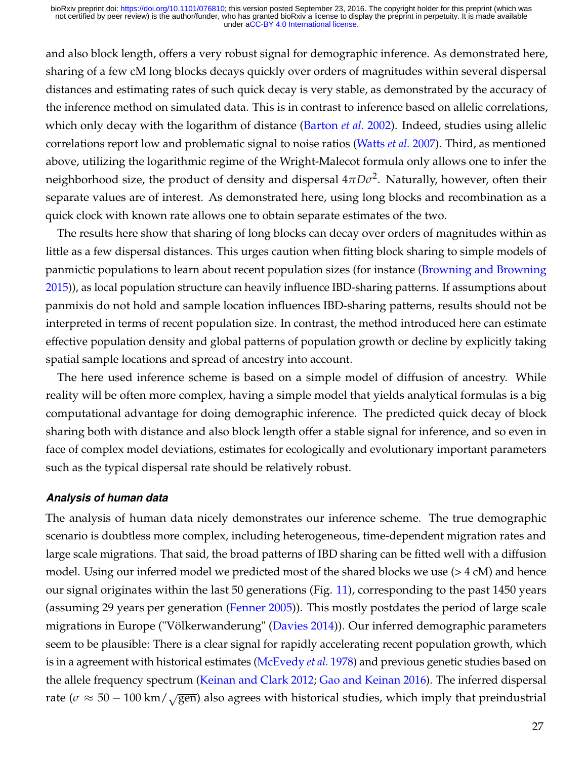and also block length, offers a very robust signal for demographic inference. As demonstrated here, sharing of a few cM long blocks decays quickly over orders of magnitudes within several dispersal distances and estimating rates of such quick decay is very stable, as demonstrated by the accuracy of the inference method on simulated data. This is in contrast to inference based on allelic correlations, which only decay with the logarithm of distance (Barton *et al.* 2002). Indeed, studies using allelic correlations report low and problematic signal to noise ratios (Watts *et al.* 2007). Third, as mentioned above, utilizing the logarithmic regime of the Wright-Malecot formula only allows one to infer the neighborhood size, the product of density and dispersal $4\pi D\sigma^2$. Naturally, however, often their separate values are of interest. As demonstrated here, using long blocks and recombination as a quick clock with known rate allows one to obtain separate estimates of the two.

The results here show that sharing of long blocks can decay over orders of magnitudes within as little as a few dispersal distances. This urges caution when fitting block sharing to simple models of panmictic populations to learn about recent population sizes (for instance (Browning and Browning 2015)), as local population structure can heavily influence IBD-sharing patterns. If assumptions about panmixis do not hold and sample location influences IBD-sharing patterns, results should not be interpreted in terms of recent population size. In contrast, the method introduced here can estimate effective population density and global patterns of population growth or decline by explicitly taking spatial sample locations and spread of ancestry into account.

The here used inference scheme is based on a simple model of diffusion of ancestry. While reality will be often more complex, having a simple model that yields analytical formulas is a big computational advantage for doing demographic inference. The predicted quick decay of block sharing both with distance and also block length offer a stable signal for inference, and so even in face of complex model deviations, estimates for ecologically and evolutionary important parameters such as the typical dispersal rate should be relatively robust.

### *Analysis of human data*

The analysis of human data nicely demonstrates our inference scheme. The true demographic scenario is doubtless more complex, including heterogeneous, time-dependent migration rates and large scale migrations. That said, the broad patterns of IBD sharing can be fitted well with a diffusion model. Using our inferred model we predicted most of the shared blocks we use (> 4 cM) and hence our signal originates within the last 50 generations (Fig. 11), corresponding to the past 1450 years (assuming 29 years per generation (Fenner 2005)). This mostly postdates the period of large scale migrations in Europe ("Völkerwanderung" (Davies 2014)). Our inferred demographic parameters seem to be plausible: There is a clear signal for rapidly accelerating recent population growth, which is in a agreement with historical estimates (McEvedy *et al.* 1978) and previous genetic studies based on the allele frequency spectrum (Keinan and Clark 2012; Gao and Keinan 2016). The inferred dispersal rate ($\sigma \approx 50 - 100\ \mathrm{km}/\sqrt{\mathrm{gen}}$) also agrees with historical studies, which imply that preindustrial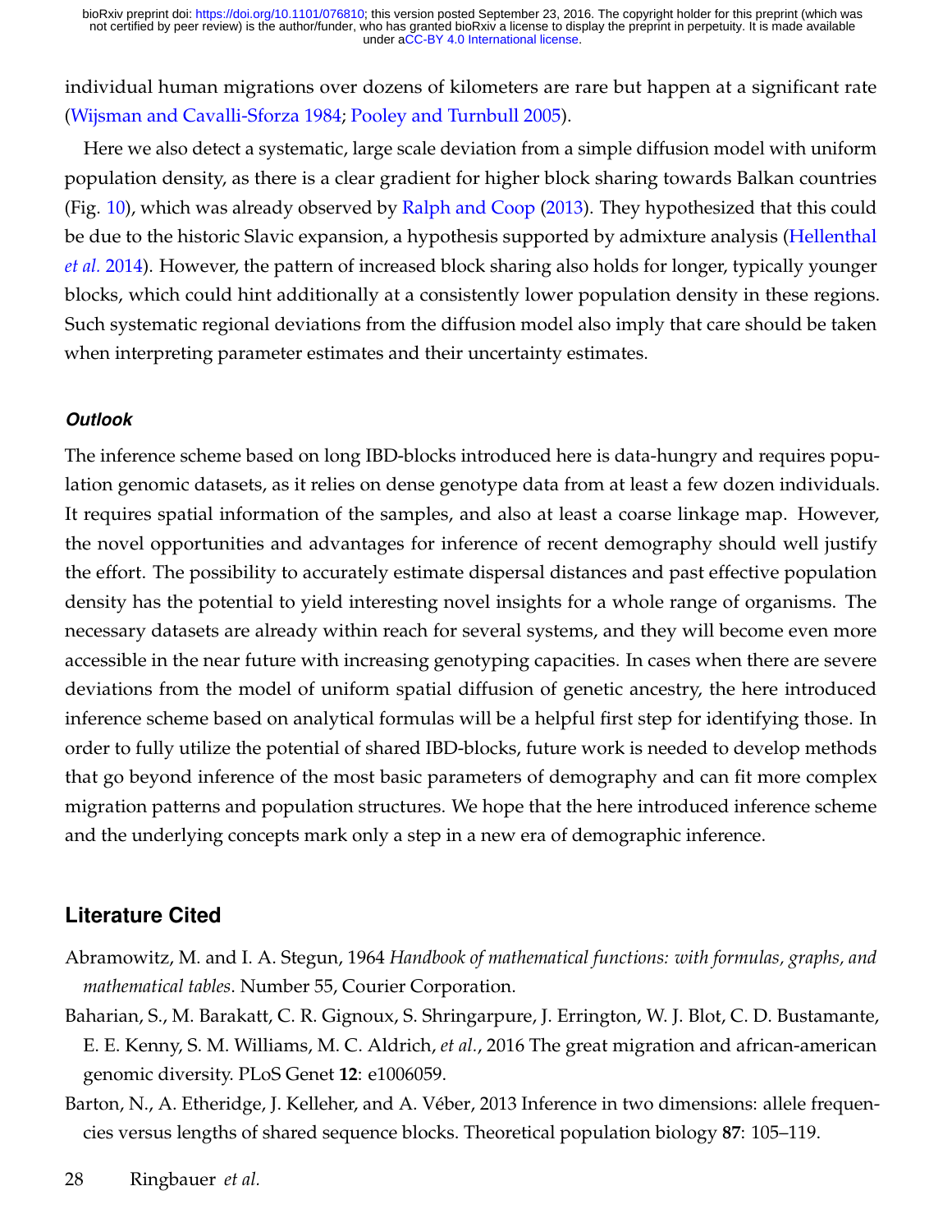individual human migrations over dozens of kilometers are rare but happen at a significant rate (Wijsman and Cavalli-Sforza 1984; Pooley and Turnbull 2005).

Here we also detect a systematic, large scale deviation from a simple diffusion model with uniform population density, as there is a clear gradient for higher block sharing towards Balkan countries (Fig. 10), which was already observed by Ralph and Coop (2013). They hypothesized that this could be due to the historic Slavic expansion, a hypothesis supported by admixture analysis (Hellenthal *et al.* 2014). However, the pattern of increased block sharing also holds for longer, typically younger blocks, which could hint additionally at a consistently lower population density in these regions. Such systematic regional deviations from the diffusion model also imply that care should be taken when interpreting parameter estimates and their uncertainty estimates.

### *Outlook*

The inference scheme based on long IBD-blocks introduced here is data-hungry and requires population genomic datasets, as it relies on dense genotype data from at least a few dozen individuals. It requires spatial information of the samples, and also at least a coarse linkage map. However, the novel opportunities and advantages for inference of recent demography should well justify the effort. The possibility to accurately estimate dispersal distances and past effective population density has the potential to yield interesting novel insights for a whole range of organisms. The necessary datasets are already within reach for several systems, and they will become even more accessible in the near future with increasing genotyping capacities. In cases when there are severe deviations from the model of uniform spatial diffusion of genetic ancestry, the here introduced inference scheme based on analytical formulas will be a helpful first step for identifying those. In order to fully utilize the potential of shared IBD-blocks, future work is needed to develop methods that go beyond inference of the most basic parameters of demography and can fit more complex migration patterns and population structures. We hope that the here introduced inference scheme and the underlying concepts mark only a step in a new era of demographic inference.

## Literature Cited

Abramowitz, M. and I. A. Stegun, 1964 *Handbook of mathematical functions: with formulas, graphs, and mathematical tables*. Number 55, Courier Corporation.

Baharian, S., M. Barakatt, C. R. Gignoux, S. Shringarpure, J. Errington, W. J. Blot, C. D. Bustamante, E. E. Kenny, S. M. Williams, M. C. Aldrich, *et al.*, 2016 The great migration and african-american genomic diversity. PLoS Genet **12**: e1006059.

Barton, N., A. Etheridge, J. Kelleher, and A. Véber, 2013 Inference in two dimensions: allele frequencies versus lengths of shared sequence blocks. Theoretical population biology **87**: 105–119.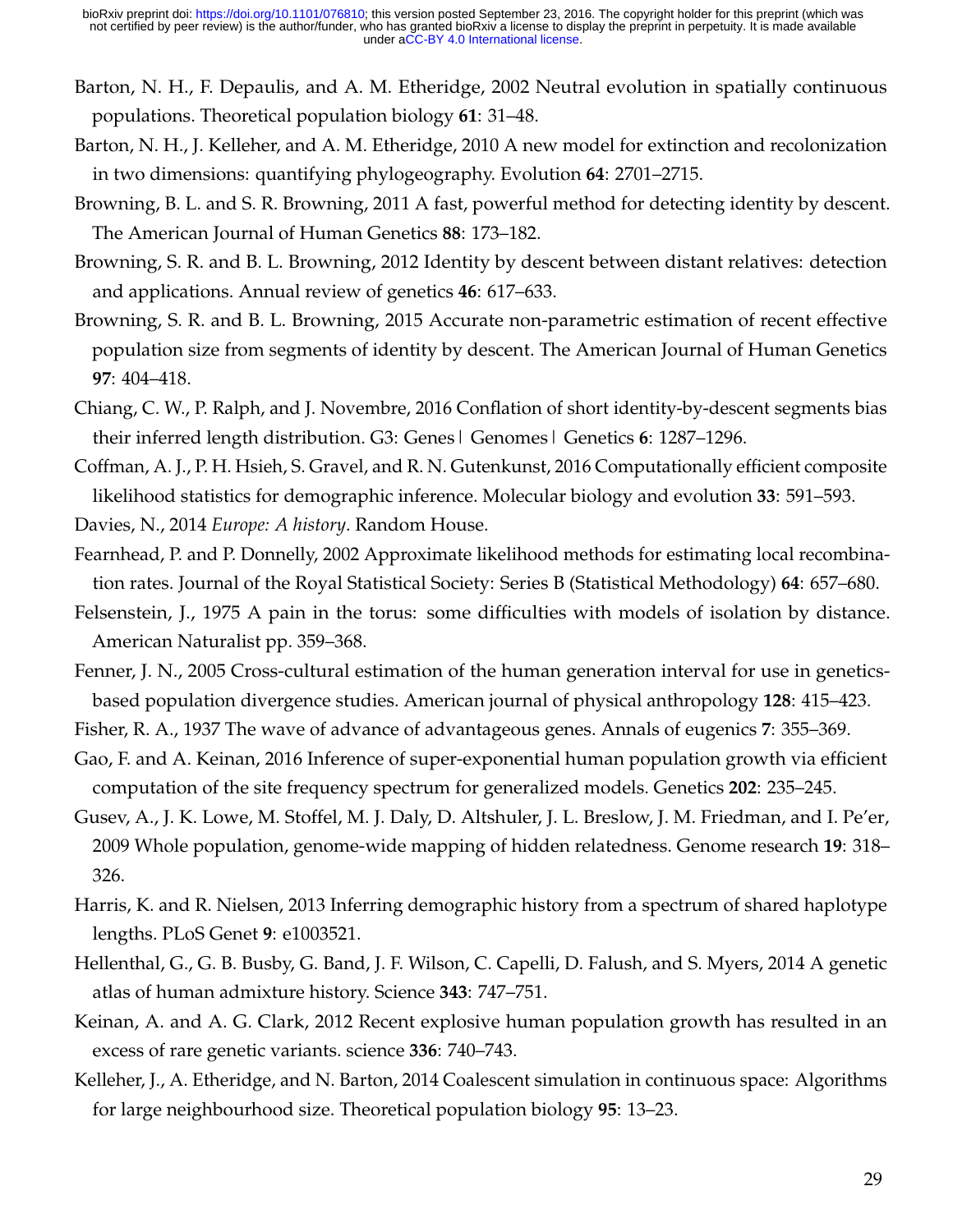Barton, N. H., F. Depaulis, and A. M. Etheridge, 2002 Neutral evolution in spatially continuous populations. Theoretical population biology **61**: 31–48.

Barton, N. H., J. Kelleher, and A. M. Etheridge, 2010 A new model for extinction and recolonization in two dimensions: quantifying phylogeography. Evolution **64**: 2701–2715.

Browning, B. L. and S. R. Browning, 2011 A fast, powerful method for detecting identity by descent. The American Journal of Human Genetics **88**: 173–182.

Browning, S. R. and B. L. Browning, 2012 Identity by descent between distant relatives: detection and applications. Annual review of genetics **46**: 617–633.

Browning, S. R. and B. L. Browning, 2015 Accurate non-parametric estimation of recent effective population size from segments of identity by descent. The American Journal of Human Genetics **97**: 404–418.

Chiang, C. W., P. Ralph, and J. Novembre, 2016 Conflation of short identity-by-descent segments bias their inferred length distribution. G3: Genes| Genomes| Genetics **6**: 1287–1296.

Coffman, A. J., P. H. Hsieh, S. Gravel, and R. N. Gutenkunst, 2016 Computationally efficient composite likelihood statistics for demographic inference. Molecular biology and evolution **33**: 591–593.

Davies, N., 2014 *Europe: A history*. Random House.

Fearnhead, P. and P. Donnelly, 2002 Approximate likelihood methods for estimating local recombination rates. Journal of the Royal Statistical Society: Series B (Statistical Methodology) **64**: 657–680.

Felsenstein, J., 1975 A pain in the torus: some difficulties with models of isolation by distance. American Naturalist pp. 359–368.

Fenner, J. N., 2005 Cross-cultural estimation of the human generation interval for use in genetics-based population divergence studies. American journal of physical anthropology **128**: 415–423.

Fisher, R. A., 1937 The wave of advance of advantageous genes. Annals of eugenics **7**: 355–369.

Gao, F. and A. Keinan, 2016 Inference of super-exponential human population growth via efficient computation of the site frequency spectrum for generalized models. Genetics **202**: 235–245.

Gusev, A., J. K. Lowe, M. Stoffel, M. J. Daly, D. Altshuler, J. L. Breslow, J. M. Friedman, and I. Pe'er, 2009 Whole population, genome-wide mapping of hidden relatedness. Genome research **19**: 318–326.

Harris, K. and R. Nielsen, 2013 Inferring demographic history from a spectrum of shared haplotype lengths. PLoS Genet **9**: e1003521.

Hellenthal, G., G. B. Busby, G. Band, J. F. Wilson, C. Capelli, D. Falush, and S. Myers, 2014 A genetic atlas of human admixture history. Science **343**: 747–751.

Keinan, A. and A. G. Clark, 2012 Recent explosive human population growth has resulted in an excess of rare genetic variants. science **336**: 740–743.

Kelleher, J., A. Etheridge, and N. Barton, 2014 Coalescent simulation in continuous space: Algorithms for large neighbourhood size. Theoretical population biology **95**: 13–23.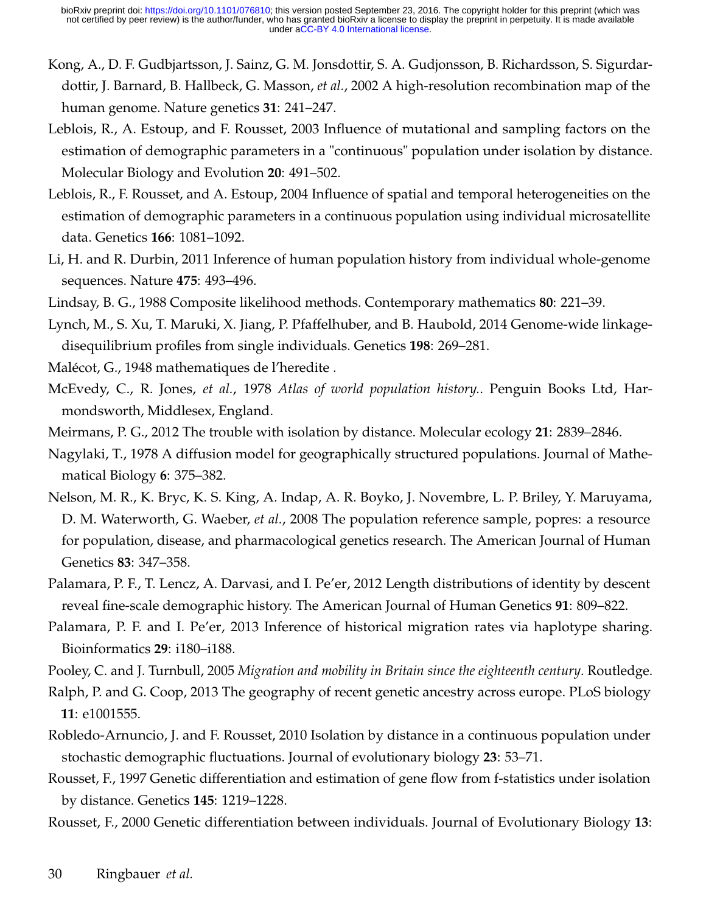Kong, A., D. F. Gudbjartsson, J. Sainz, G. M. Jonsdottir, S. A. Gudjonsson, B. Richardsson, S. Sigurdardottir, J. Barnard, B. Hallbeck, G. Masson, *et al.*, 2002 A high-resolution recombination map of the human genome. Nature genetics **31**: 241–247.

Leblois, R., A. Estoup, and F. Rousset, 2003 Influence of mutational and sampling factors on the estimation of demographic parameters in a "continuous" population under isolation by distance. Molecular Biology and Evolution **20**: 491–502.

Leblois, R., F. Rousset, and A. Estoup, 2004 Influence of spatial and temporal heterogeneities on the estimation of demographic parameters in a continuous population using individual microsatellite data. Genetics **166**: 1081–1092.

Li, H. and R. Durbin, 2011 Inference of human population history from individual whole-genome sequences. Nature **475**: 493–496.

Lindsay, B. G., 1988 Composite likelihood methods. Contemporary mathematics **80**: 221–39.

Lynch, M., S. Xu, T. Maruki, X. Jiang, P. Pfaffelhuber, and B. Haubold, 2014 Genome-wide linkage-disequilibrium profiles from single individuals. Genetics **198**: 269–281.

Malécot, G., 1948 mathematiques de l'heredite .

McEvedy, C., R. Jones, *et al.*, 1978 *Atlas of world population history.*. Penguin Books Ltd, Harmondsworth, Middlesex, England.

Meirmans, P. G., 2012 The trouble with isolation by distance. Molecular ecology **21**: 2839–2846.

Nagylaki, T., 1978 A diffusion model for geographically structured populations. Journal of Mathematical Biology **6**: 375–382.

Nelson, M. R., K. Bryc, K. S. King, A. Indap, A. R. Boyko, J. Novembre, L. P. Briley, Y. Maruyama, D. M. Waterworth, G. Waeber, *et al.*, 2008 The population reference sample, popres: a resource for population, disease, and pharmacological genetics research. The American Journal of Human Genetics **83**: 347–358.

Palamara, P. F., T. Lencz, A. Darvasi, and I. Pe'er, 2012 Length distributions of identity by descent reveal fine-scale demographic history. The American Journal of Human Genetics **91**: 809–822.

Palamara, P. F. and I. Pe'er, 2013 Inference of historical migration rates via haplotype sharing. Bioinformatics **29**: i180–i188.

Pooley, C. and J. Turnbull, 2005 *Migration and mobility in Britain since the eighteenth century*. Routledge.

Ralph, P. and G. Coop, 2013 The geography of recent genetic ancestry across europe. PLoS biology **11**: e1001555.

Robledo-Arnuncio, J. and F. Rousset, 2010 Isolation by distance in a continuous population under stochastic demographic fluctuations. Journal of evolutionary biology **23**: 53–71.

Rousset, F., 1997 Genetic differentiation and estimation of gene flow from f-statistics under isolation by distance. Genetics **145**: 1219–1228.

Rousset, F., 2000 Genetic differentiation between individuals. Journal of Evolutionary Biology **13**: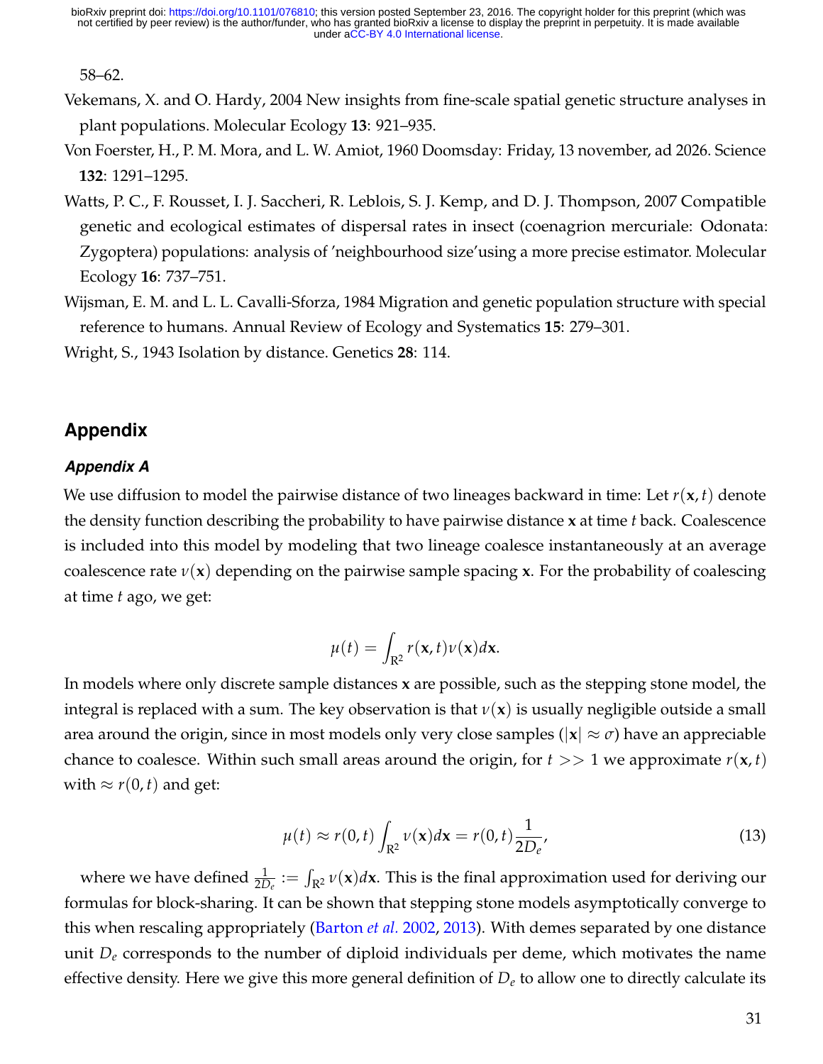58–62.

Vekemans, X. and O. Hardy, 2004 New insights from fine-scale spatial genetic structure analyses in plant populations. Molecular Ecology **13**: 921–935.

Von Foerster, H., P. M. Mora, and L. W. Amiot, 1960 Doomsday: Friday, 13 november, ad 2026. Science **132**: 1291–1295.

Watts, P. C., F. Rousset, I. J. Saccheri, R. Leblois, S. J. Kemp, and D. J. Thompson, 2007 Compatible genetic and ecological estimates of dispersal rates in insect (coenagrion mercuriale: Odonata: Zygoptera) populations: analysis of 'neighbourhood size'using a more precise estimator. Molecular Ecology **16**: 737–751.

Wijsman, E. M. and L. L. Cavalli-Sforza, 1984 Migration and genetic population structure with special reference to humans. Annual Review of Ecology and Systematics **15**: 279–301.

Wright, S., 1943 Isolation by distance. Genetics **28**: 114.

## Appendix

### *Appendix A*

We use diffusion to model the pairwise distance of two lineages backward in time: Let $r(\mathbf{x}, t)$ denote the density function describing the probability to have pairwise distance $\mathbf{x}$ at time $t$ back. Coalescence is included into this model by modeling that two lineage coalesce instantaneously at an average coalescence rate $\nu(\mathbf{x})$ depending on the pairwise sample spacing $\mathbf{x}$. For the probability of coalescing at time $t$ ago, we get:

$$\mu(t) = \int_{\mathbb{R}^2} r(\mathbf{x}, t)\nu(\mathbf{x}) d\mathbf{x}.$$

In models where only discrete sample distances $\mathbf{x}$ are possible, such as the stepping stone model, the integral is replaced with a sum. The key observation is that $\nu(\mathbf{x})$ is usually negligible outside a small area around the origin, since in most models only very close samples ($|\mathbf{x}| \approx \sigma$) have an appreciable chance to coalesce. Within such small areas around the origin, for $t >> 1$ we approximate $r(\mathbf{x}, t)$ with $\approx r(0, t)$ and get:

$$\mu(t) \approx r(0, t) \int_{\mathbb{R}^2} \nu(\mathbf{x}) d\mathbf{x} = r(0, t) \frac{1}{2D_e}, \tag{13}$$

where we have defined $\frac{1}{2D_e} := \int_{\mathbb{R}^2} \nu(\mathbf{x}) d\mathbf{x}$. This is the final approximation used for deriving our formulas for block-sharing. It can be shown that stepping stone models asymptotically converge to this when rescaling appropriately (Barton *et al.* 2002, 2013). With demes separated by one distance unit $D_e$ corresponds to the number of diploid individuals per deme, which motivates the name effective density. Here we give this more general definition of $D_e$ to allow one to directly calculate its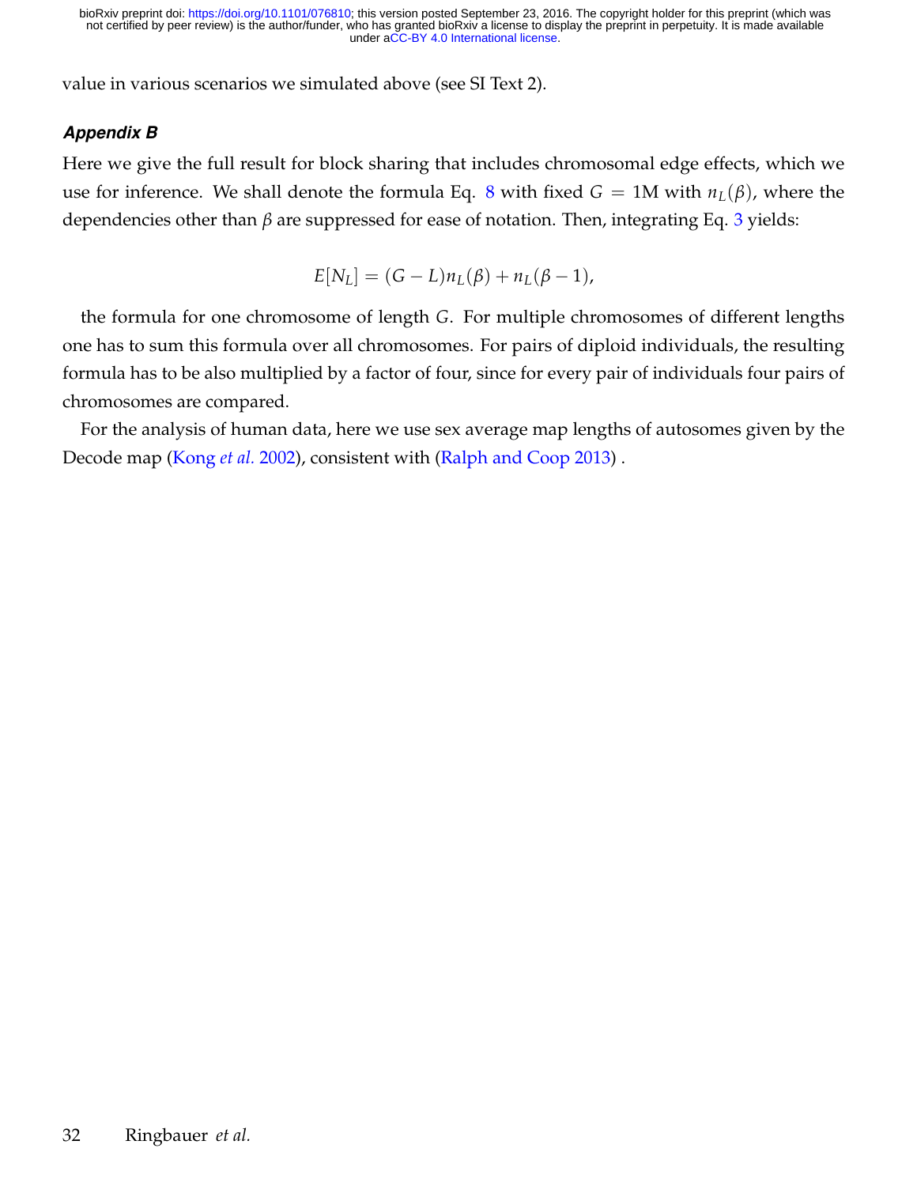value in various scenarios we simulated above (see SI Text 2).

### *Appendix B*

Here we give the full result for block sharing that includes chromosomal edge effects, which we use for inference. We shall denote the formula Eq. 8 with fixed $G = 1$M with $n_L(\beta)$, where the dependencies other than $\beta$ are suppressed for ease of notation. Then, integrating Eq. 3 yields:

$$E[N_L] = (G - L)n_L(\beta) + n_L(\beta - 1),$$

the formula for one chromosome of length $G$. For multiple chromosomes of different lengths one has to sum this formula over all chromosomes. For pairs of diploid individuals, the resulting formula has to be also multiplied by a factor of four, since for every pair of individuals four pairs of chromosomes are compared.

For the analysis of human data, here we use sex average map lengths of autosomes given by the Decode map (Kong *et al.* 2002), consistent with (Ralph and Coop 2013) .